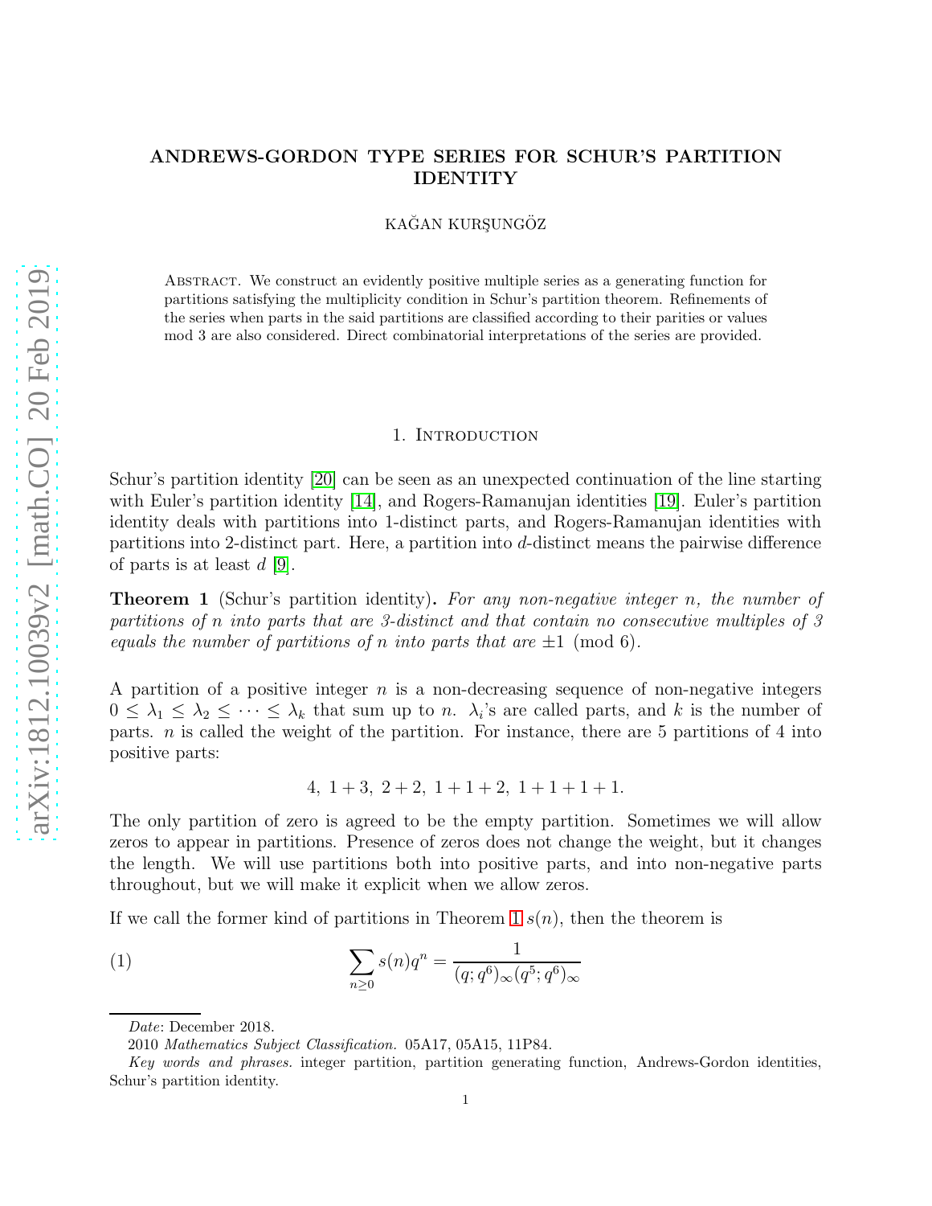# ANDREWS-GORDON TYPE SERIES FOR SCHUR'S PARTITION IDENTITY

KAĞAN KURŞUNGÖZ

ABSTRACT. We construct an evidently positive multiple series as a generating function for partitions satisfying the multiplicity condition in Schur's partition theorem. Refinements of the series when parts in the said partitions are classified according to their parities or values mod 3 are also considered. Direct combinatorial interpretations of the series are provided.

## 1. Introduction

Schur's partition identity [20] can be seen as an unexpected continuation of the line starting with Euler's partition identity [14], and Rogers-Ramanujan identities [19]. Euler's partition identity deals with partitions into 1-distinct parts, and Rogers-Ramanujan identities with partitions into 2-distinct part. Here, a partition into $d$-distinct means the pairwise difference of parts is at least $d$ [9].

**Theorem 1** (Schur's partition identity)**.** *For any non-negative integer $n$, the number of partitions of $n$ into parts that are 3-distinct and that contain no consecutive multiples of 3 equals the number of partitions of $n$ into parts that are $\pm 1 \pmod 6$.*

A partition of a positive integer $n$ is a non-decreasing sequence of non-negative integers $0 \leq \lambda_1 \leq \lambda_2 \leq \cdots \leq \lambda_k$ that sum up to $n$. $\lambda_i$'s are called parts, and $k$ is the number of parts. $n$ is called the weight of the partition. For instance, there are 5 partitions of 4 into positive parts:

$$4,\ 1+3,\ 2+2,\ 1+1+2,\ 1+1+1+1.$$

The only partition of zero is agreed to be the empty partition. Sometimes we will allow zeros to appear in partitions. Presence of zeros does not change the weight, but it changes the length. We will use partitions both into positive parts, and into non-negative parts throughout, but we will make it explicit when we allow zeros.

If we call the former kind of partitions in Theorem 1 $s(n)$, then the theorem is

$$\sum_{n \geq 0} s(n) q^n = \frac{1}{(q;q^6)_\infty (q^5;q^6)_\infty} \tag{1}$$

---

*Date*: December 2018.

2010 *Mathematics Subject Classification.* 05A17, 05A15, 11P84.

*Key words and phrases.* integer partition, partition generating function, Andrews-Gordon identities, Schur's partition identity.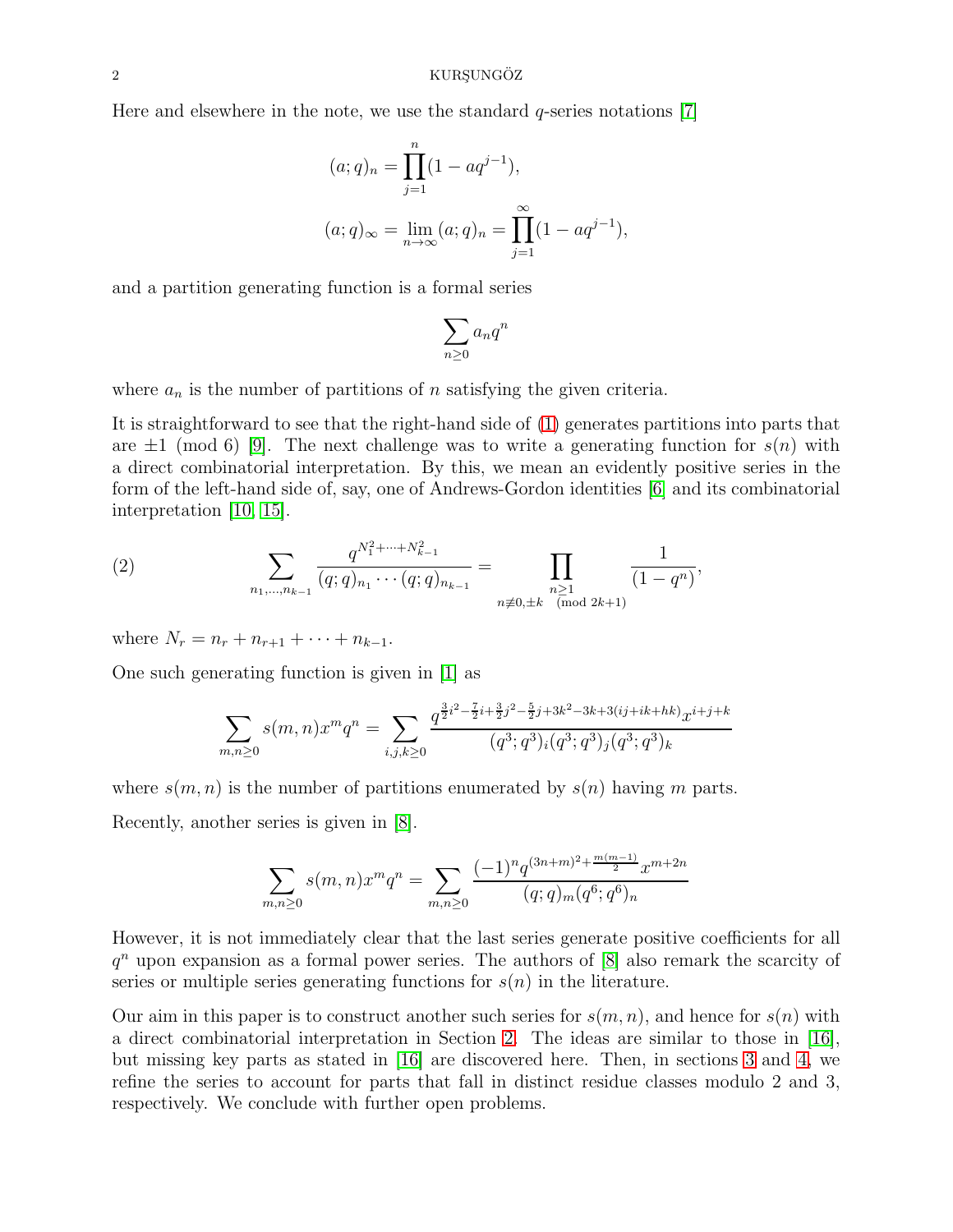Here and elsewhere in the note, we use the standard $q$-series notations [7]

$$(a; q)_n = \prod_{j=1}^{n} (1 - aq^{j-1}),$$

$$(a; q)_\infty = \lim_{n \to \infty} (a; q)_n = \prod_{j=1}^{\infty} (1 - aq^{j-1}),$$

and a partition generating function is a formal series

$$\sum_{n \geq 0} a_n q^n$$

where $a_n$ is the number of partitions of $n$ satisfying the given criteria.

It is straightforward to see that the right-hand side of (1) generates partitions into parts that are $\pm 1 \pmod 6$ [9]. The next challenge was to write a generating function for $s(n)$ with a direct combinatorial interpretation. By this, we mean an evidently positive series in the form of the left-hand side of, say, one of Andrews-Gordon identities [6] and its combinatorial interpretation [10, 15].

$$\sum_{n_1, \ldots, n_{k-1}} \frac{q^{N_1^2 + \cdots + N_{k-1}^2}}{(q; q)_{n_1} \cdots (q; q)_{n_{k-1}}} = \prod_{\substack{n \geq 1 \\ n \not\equiv 0, \pm k \pmod{2k+1}}} \frac{1}{(1 - q^n)}, \tag{2}$$

where $N_r = n_r + n_{r+1} + \cdots + n_{k-1}$.

One such generating function is given in [1] as

$$\sum_{m,n \geq 0} s(m,n) x^m q^n = \sum_{i,j,k \geq 0} \frac{q^{\frac{3}{2}i^2 - \frac{7}{2}i + \frac{3}{2}j^2 - \frac{5}{2}j + 3k^2 - 3k + 3(ij + ik + hk)} x^{i+j+k}}{(q^3; q^3)_i (q^3; q^3)_j (q^3; q^3)_k}$$

where $s(m,n)$ is the number of partitions enumerated by $s(n)$ having $m$ parts.

Recently, another series is given in [8].

$$\sum_{m,n \geq 0} s(m,n) x^m q^n = \sum_{m,n \geq 0} \frac{(-1)^n q^{(3n+m)^2 + \frac{m(m-1)}{2}} x^{m+2n}}{(q; q)_m (q^6; q^6)_n}$$

However, it is not immediately clear that the last series generate positive coefficients for all $q^n$ upon expansion as a formal power series. The authors of [8] also remark the scarcity of series or multiple series generating functions for $s(n)$ in the literature.

Our aim in this paper is to construct another such series for $s(m,n)$, and hence for $s(n)$ with a direct combinatorial interpretation in Section 2. The ideas are similar to those in [16], but missing key parts as stated in [16] are discovered here. Then, in sections 3 and 4, we refine the series to account for parts that fall in distinct residue classes modulo 2 and 3, respectively. We conclude with further open problems.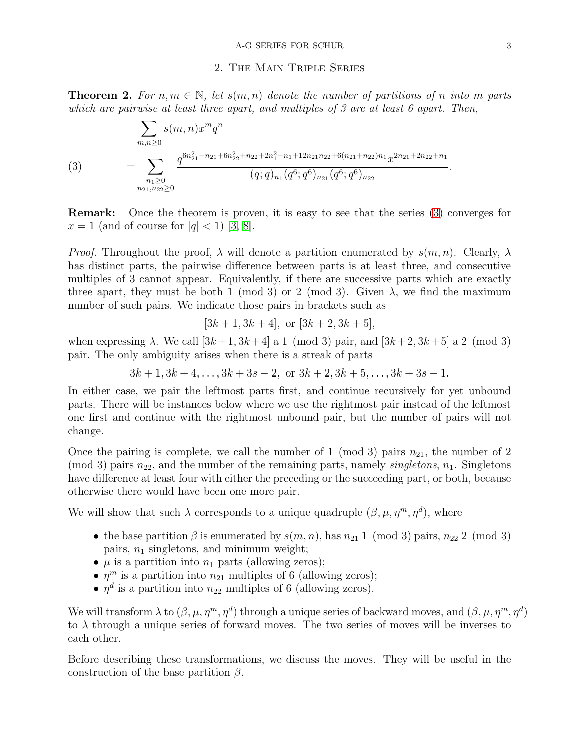## 2. The Main Triple Series

**Theorem 2.** *For $n, m \in \mathbb{N}$, let $s(m,n)$ denote the number of partitions of $n$ into $m$ parts which are pairwise at least three apart, and multiples of 3 are at least 6 apart. Then,*

$$\sum_{m,n \geq 0} s(m,n) x^m q^n$$
$$= \sum_{\substack{n_1 \geq 0 \\ n_{21}, n_{22} \geq 0}} \frac{q^{6n_{21}^2 - n_{21} + 6n_{22}^2 + n_{22} + 2n_1^2 - n_1 + 12 n_{21} n_{22} + 6(n_{21}+n_{22})n_1} x^{2n_{21} + 2n_{22} + n_1}}{(q;q)_{n_1} (q^6;q^6)_{n_{21}} (q^6;q^6)_{n_{22}}}. \tag{3}$$

**Remark:** Once the theorem is proven, it is easy to see that the series (3) converges for $x = 1$ (and of course for $|q| < 1$) [3, 8].

*Proof.* Throughout the proof, $\lambda$ will denote a partition enumerated by $s(m,n)$. Clearly, $\lambda$ has distinct parts, the pairwise difference between parts is at least three, and consecutive multiples of 3 cannot appear. Equivalently, if there are successive parts which are exactly three apart, they must be both 1 (mod 3) or 2 (mod 3). Given $\lambda$, we find the maximum number of such pairs. We indicate those pairs in brackets such as

$$[3k+1, 3k+4], \text{ or } [3k+2, 3k+5],$$

when expressing $\lambda$. We call $[3k+1, 3k+4]$ a $1 \pmod 3$ pair, and $[3k+2, 3k+5]$ a $2 \pmod 3$ pair. The only ambiguity arises when there is a streak of parts

$$3k+1, 3k+4, \ldots, 3k+3s-2, \text{ or } 3k+2, 3k+5, \ldots, 3k+3s-1.$$

In either case, we pair the leftmost parts first, and continue recursively for yet unbound parts. There will be instances below where we use the rightmost pair instead of the leftmost one first and continue with the rightmost unbound pair, but the number of pairs will not change.

Once the pairing is complete, we call the number of 1 (mod 3) pairs $n_{21}$, the number of 2 (mod 3) pairs $n_{22}$, and the number of the remaining parts, namely *singletons*, $n_1$. Singletons have difference at least four with either the preceding or the succeeding part, or both, because otherwise there would have been one more pair.

We will show that such $\lambda$ corresponds to a unique quadruple $(\beta, \mu, \eta^m, \eta^d)$, where

- the base partition $\beta$ is enumerated by $s(m,n)$, has $n_{21}$ $1 \pmod 3$ pairs, $n_{22}$ $2 \pmod 3$ pairs, $n_1$ singletons, and minimum weight;
- $\mu$ is a partition into $n_1$ parts (allowing zeros);
- $\eta^m$ is a partition into $n_{21}$ multiples of 6 (allowing zeros);
- $\eta^d$ is a partition into $n_{22}$ multiples of 6 (allowing zeros).

We will transform $\lambda$ to $(\beta, \mu, \eta^m, \eta^d)$ through a unique series of backward moves, and $(\beta, \mu, \eta^m, \eta^d)$ to $\lambda$ through a unique series of forward moves. The two series of moves will be inverses to each other.

Before describing these transformations, we discuss the moves. They will be useful in the construction of the base partition $\beta$.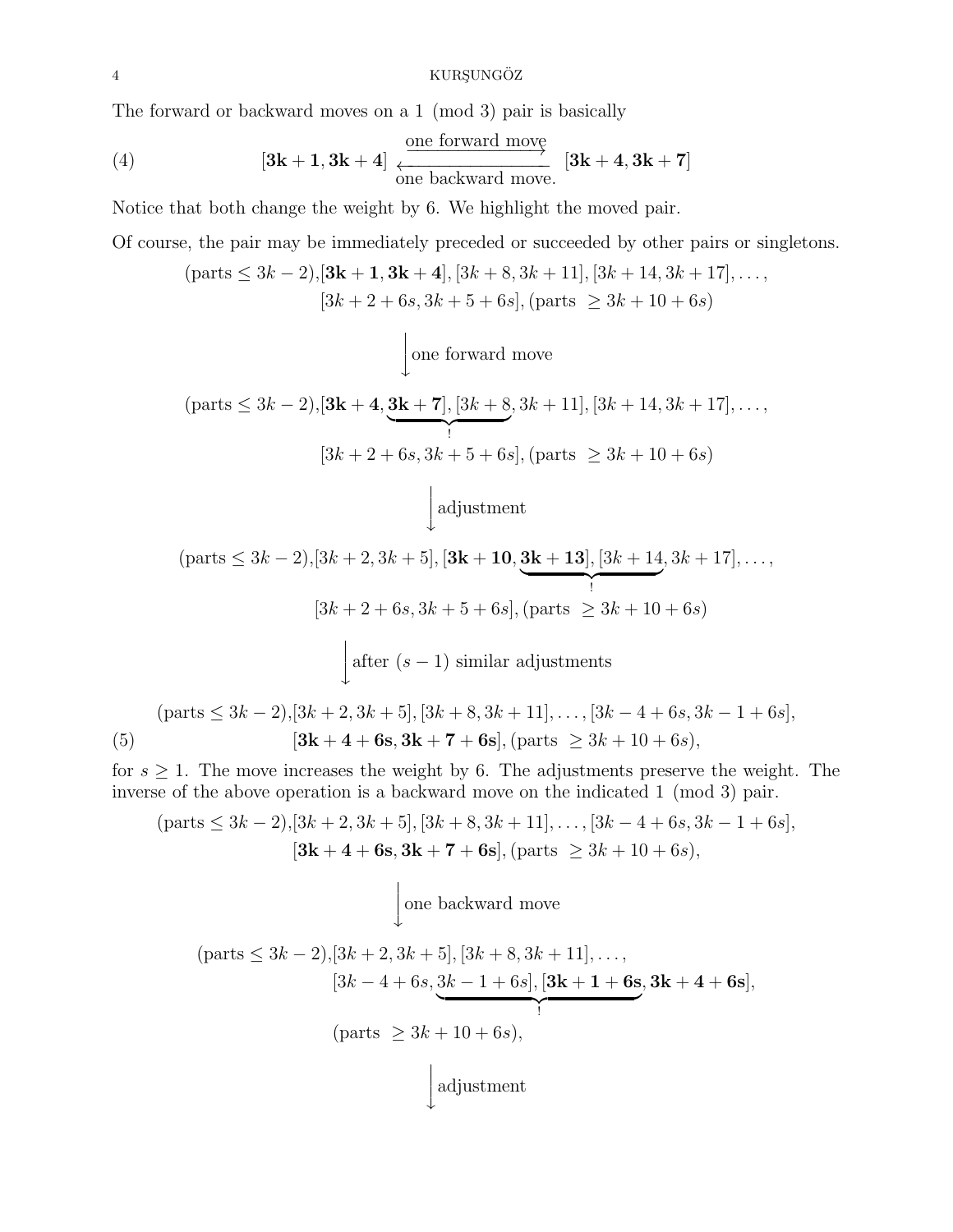The forward or backward moves on a 1 (mod 3) pair is basically

$$[\mathbf{3k+1, 3k+4}] \underset{\text{one backward move.}}{\overset{\text{one forward move}}{\rightleftarrows}} [\mathbf{3k+4, 3k+7}] \tag{4}$$

Notice that both change the weight by 6. We highlight the moved pair.

Of course, the pair may be immediately preceded or succeeded by other pairs or singletons.

$$\begin{gathered}
(\text{parts} \leq 3k-2), [\mathbf{3k+1, 3k+4}], [3k+8, 3k+11], [3k+14, 3k+17], \ldots, \\
[3k+2+6s, 3k+5+6s], (\text{parts } \geq 3k+10+6s) \\
\Big\downarrow \text{one forward move} \\
(\text{parts} \leq 3k-2), [\mathbf{3k+4}, \underbrace{\mathbf{3k+7}], [3k+8}_{!}, 3k+11], [3k+14, 3k+17], \ldots, \\
[3k+2+6s, 3k+5+6s], (\text{parts } \geq 3k+10+6s) \\
\Big\downarrow \text{adjustment} \\
(\text{parts} \leq 3k-2), [3k+2, 3k+5], [\mathbf{3k+10}, \underbrace{\mathbf{3k+13}], [3k+14}_{!}, 3k+17], \ldots, \\
[3k+2+6s, 3k+5+6s], (\text{parts } \geq 3k+10+6s) \\
\Big\downarrow \text{after } (s-1) \text{ similar adjustments}
\end{gathered}$$

$$\begin{gathered}
(\text{parts} \leq 3k-2), [3k+2, 3k+5], [3k+8, 3k+11], \ldots, [3k-4+6s, 3k-1+6s], \\
[\mathbf{3k+4+6s, 3k+7+6s}], (\text{parts } \geq 3k+10+6s),
\end{gathered} \tag{5}$$

for $s \geq 1$. The move increases the weight by 6. The adjustments preserve the weight. The inverse of the above operation is a backward move on the indicated 1 (mod 3) pair.

$$\begin{gathered}
(\text{parts} \leq 3k-2), [3k+2, 3k+5], [3k+8, 3k+11], \ldots, [3k-4+6s, 3k-1+6s], \\
[\mathbf{3k+4+6s, 3k+7+6s}], (\text{parts } \geq 3k+10+6s), \\
\Big\downarrow \text{one backward move} \\
(\text{parts} \leq 3k-2), [3k+2, 3k+5], [3k+8, 3k+11], \ldots, \\
[3k-4+6s, \underbrace{3k-1+6s], [\mathbf{3k+1+6s}}_{!}, \mathbf{3k+4+6s}], \\
(\text{parts } \geq 3k+10+6s), \\
\Big\downarrow \text{adjustment}
\end{gathered}$$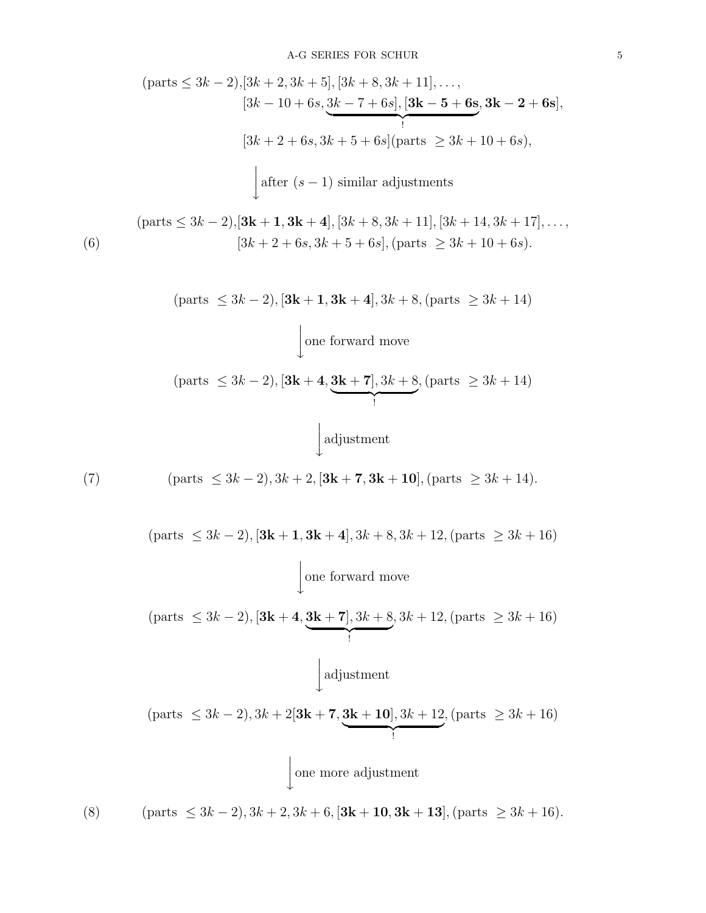$$
\begin{aligned}
&(\text{parts} \le 3k-2), [3k+2, 3k+5], [3k+8, 3k+11], \ldots, \\
&\qquad [3k-10+6s, \underbrace{3k-7+6s], [\mathbf{3k-5+6s}}_{!}, \mathbf{3k-2+6s}], \\
&\qquad [3k+2+6s, 3k+5+6s](\text{parts } \ge 3k+10+6s),
\end{aligned}
$$

$$
\Big\downarrow \text{after } (s-1) \text{ similar adjustments}
$$

$$
\begin{aligned}
&(\text{parts} \le 3k-2), [\mathbf{3k+1}, \mathbf{3k+4}], [3k+8, 3k+11], [3k+14, 3k+17], \ldots, \\
&\qquad [3k+2+6s, 3k+5+6s], (\text{parts } \ge 3k+10+6s).
\end{aligned} \tag{6}
$$

$$
(\text{parts } \le 3k-2), [\mathbf{3k+1}, \mathbf{3k+4}], 3k+8, (\text{parts } \ge 3k+14)
$$

$$
\Big\downarrow \text{one forward move}
$$

$$
(\text{parts } \le 3k-2), [\mathbf{3k+4}, \underbrace{\mathbf{3k+7}], 3k+8}_{!}, (\text{parts } \ge 3k+14)
$$

$$
\Big\downarrow \text{adjustment}
$$

$$
(\text{parts } \le 3k-2), 3k+2, [\mathbf{3k+7}, \mathbf{3k+10}], (\text{parts } \ge 3k+14). \tag{7}
$$

$$
(\text{parts } \le 3k-2), [\mathbf{3k+1}, \mathbf{3k+4}], 3k+8, 3k+12, (\text{parts } \ge 3k+16)
$$

$$
\Big\downarrow \text{one forward move}
$$

$$
(\text{parts } \le 3k-2), [\mathbf{3k+4}, \underbrace{\mathbf{3k+7}], 3k+8}_{!}, 3k+12, (\text{parts } \ge 3k+16)
$$

$$
\Big\downarrow \text{adjustment}
$$

$$
(\text{parts } \le 3k-2), 3k+2[\mathbf{3k+7}, \underbrace{\mathbf{3k+10}], 3k+12}_{!}, (\text{parts } \ge 3k+16)
$$

$$
\Big\downarrow \text{one more adjustment}
$$

$$
(\text{parts } \le 3k-2), 3k+2, 3k+6, [\mathbf{3k+10}, \mathbf{3k+13}], (\text{parts } \ge 3k+16). \tag{8}
$$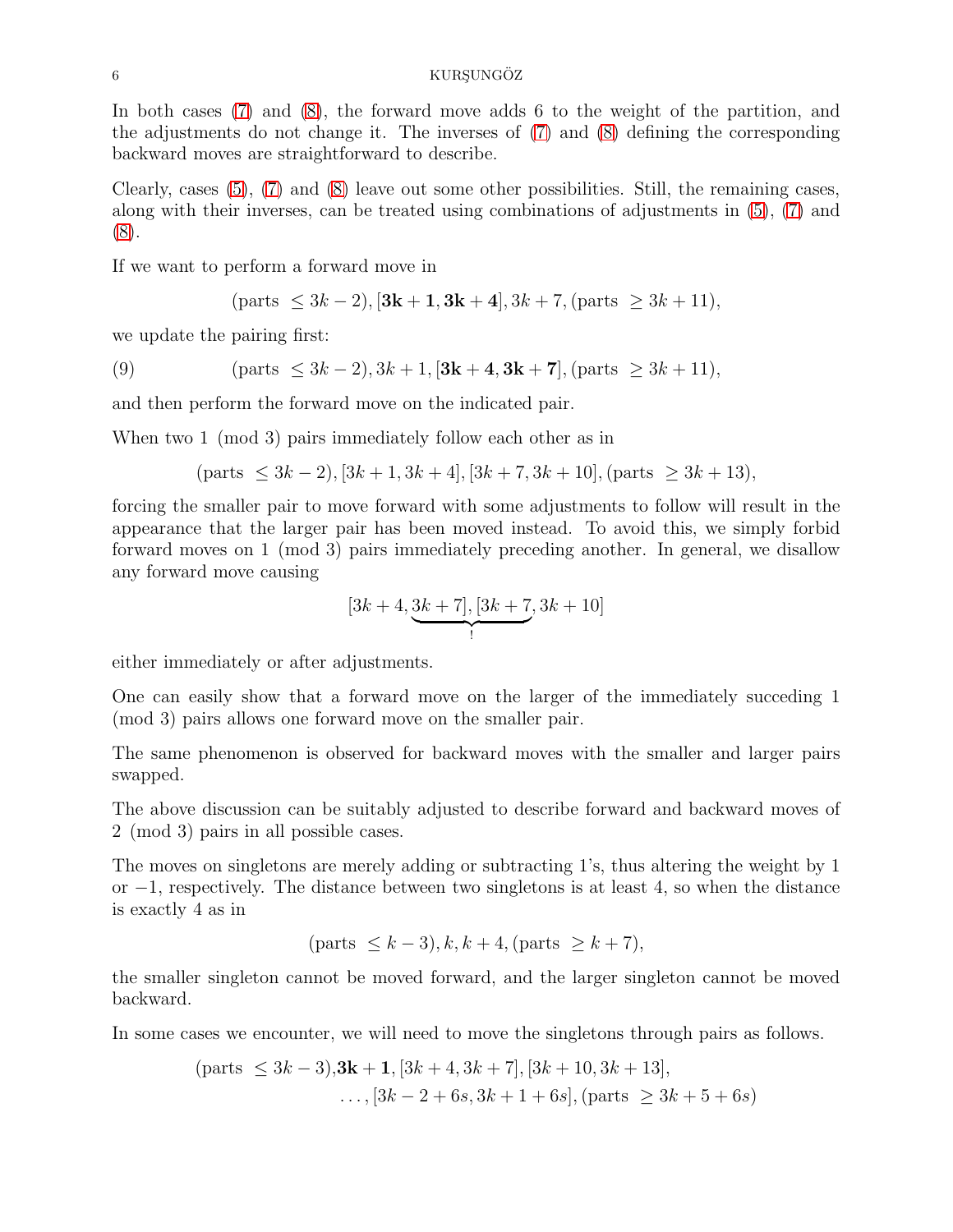In both cases (7) and (8), the forward move adds 6 to the weight of the partition, and the adjustments do not change it. The inverses of (7) and (8) defining the corresponding backward moves are straightforward to describe.

Clearly, cases (5), (7) and (8) leave out some other possibilities. Still, the remaining cases, along with their inverses, can be treated using combinations of adjustments in (5), (7) and (8).

If we want to perform a forward move in

$$(\text{parts } \leq 3k-2), [\mathbf{3k+1}, \mathbf{3k+4}], 3k+7, (\text{parts } \geq 3k+11),$$

we update the pairing first:

$$(\text{parts } \leq 3k-2), 3k+1, [\mathbf{3k+4}, \mathbf{3k+7}], (\text{parts } \geq 3k+11), \tag{9}$$

and then perform the forward move on the indicated pair.

When two 1 (mod 3) pairs immediately follow each other as in

$$(\text{parts } \leq 3k-2), [3k+1, 3k+4], [3k+7, 3k+10], (\text{parts } \geq 3k+13),$$

forcing the smaller pair to move forward with some adjustments to follow will result in the appearance that the larger pair has been moved instead. To avoid this, we simply forbid forward moves on 1 (mod 3) pairs immediately preceding another. In general, we disallow any forward move causing

$$[3k+4, \underbrace{3k+7], [3k+7}_{!}, 3k+10]$$

either immediately or after adjustments.

One can easily show that a forward move on the larger of the immediately succeding 1 (mod 3) pairs allows one forward move on the smaller pair.

The same phenomenon is observed for backward moves with the smaller and larger pairs swapped.

The above discussion can be suitably adjusted to describe forward and backward moves of 2 (mod 3) pairs in all possible cases.

The moves on singletons are merely adding or subtracting 1's, thus altering the weight by 1 or $-1$, respectively. The distance between two singletons is at least 4, so when the distance is exactly 4 as in

$$(\text{parts } \leq k-3), k, k+4, (\text{parts } \geq k+7),$$

the smaller singleton cannot be moved forward, and the larger singleton cannot be moved backward.

In some cases we encounter, we will need to move the singletons through pairs as follows.

$$(\text{parts } \leq 3k-3), \mathbf{3k+1}, [3k+4, 3k+7], [3k+10, 3k+13],$$
$$\ldots, [3k-2+6s, 3k+1+6s], (\text{parts } \geq 3k+5+6s)$$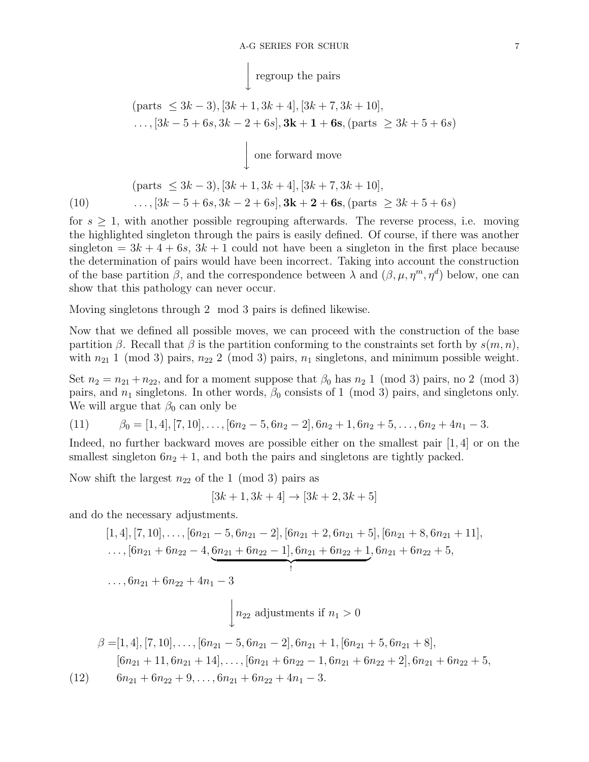$$\Big\downarrow \text{ regroup the pairs}$$

$$\begin{gathered}
(\text{parts } \leq 3k-3), [3k+1, 3k+4], [3k+7, 3k+10], \\
\ldots, [3k-5+6s, 3k-2+6s], \mathbf{3k+1+6s}, (\text{parts } \geq 3k+5+6s)
\end{gathered}$$

$$\Big\downarrow \text{ one forward move}$$

$$\begin{gathered}
(\text{parts } \leq 3k-3), [3k+1, 3k+4], [3k+7, 3k+10], \\
\ldots, [3k-5+6s, 3k-2+6s], \mathbf{3k+2+6s}, (\text{parts } \geq 3k+5+6s)
\end{gathered} \tag{10}$$

for $s \geq 1$, with another possible regrouping afterwards. The reverse process, i.e. moving the highlighted singleton through the pairs is easily defined. Of course, if there was another singleton $= 3k+4+6s$, $3k+1$ could not have been a singleton in the first place because the determination of pairs would have been incorrect. Taking into account the construction of the base partition $\beta$, and the correspondence between $\lambda$ and $(\beta, \mu, \eta^m, \eta^d)$ below, one can show that this pathology can never occur.

Moving singletons through 2 mod 3 pairs is defined likewise.

Now that we defined all possible moves, we can proceed with the construction of the base partition $\beta$. Recall that $\beta$ is the partition conforming to the constraints set forth by $s(m,n)$, with $n_{21}$ 1 (mod 3) pairs, $n_{22}$ 2 (mod 3) pairs, $n_1$ singletons, and minimum possible weight.

Set $n_2 = n_{21} + n_{22}$, and for a moment suppose that $\beta_0$ has $n_2$ 1 (mod 3) pairs, no 2 (mod 3) pairs, and $n_1$ singletons. In other words, $\beta_0$ consists of 1 (mod 3) pairs, and singletons only. We will argue that $\beta_0$ can only be

$$\beta_0 = [1,4], [7,10], \ldots, [6n_2-5, 6n_2-2], 6n_2+1, 6n_2+5, \ldots, 6n_2+4n_1-3. \tag{11}$$

Indeed, no further backward moves are possible either on the smallest pair $[1,4]$ or on the smallest singleton $6n_2+1$, and both the pairs and singletons are tightly packed.

Now shift the largest $n_{22}$ of the 1 (mod 3) pairs as

$$[3k+1, 3k+4] \to [3k+2, 3k+5]$$

and do the necessary adjustments.

$$\begin{gathered}
[1,4], [7,10], \ldots, [6n_{21}-5, 6n_{21}-2], [6n_{21}+2, 6n_{21}+5], [6n_{21}+8, 6n_{21}+11], \\
\ldots, [6n_{21}+6n_{22}-4, \underbrace{6n_{21}+6n_{22}-1], 6n_{21}+6n_{22}+1}_{!}, 6n_{21}+6n_{22}+5, \\
\ldots, 6n_{21}+6n_{22}+4n_1-3
\end{gathered}$$

$$\Big\downarrow n_{22} \text{ adjustments if } n_1 > 0$$

$$\begin{aligned}
\beta = & [1,4], [7,10], \ldots, [6n_{21}-5, 6n_{21}-2], 6n_{21}+1, [6n_{21}+5, 6n_{21}+8], \\
& [6n_{21}+11, 6n_{21}+14], \ldots, [6n_{21}+6n_{22}-1, 6n_{21}+6n_{22}+2], 6n_{21}+6n_{22}+5, \\
& 6n_{21}+6n_{22}+9, \ldots, 6n_{21}+6n_{22}+4n_1-3.
\end{aligned} \tag{12}$$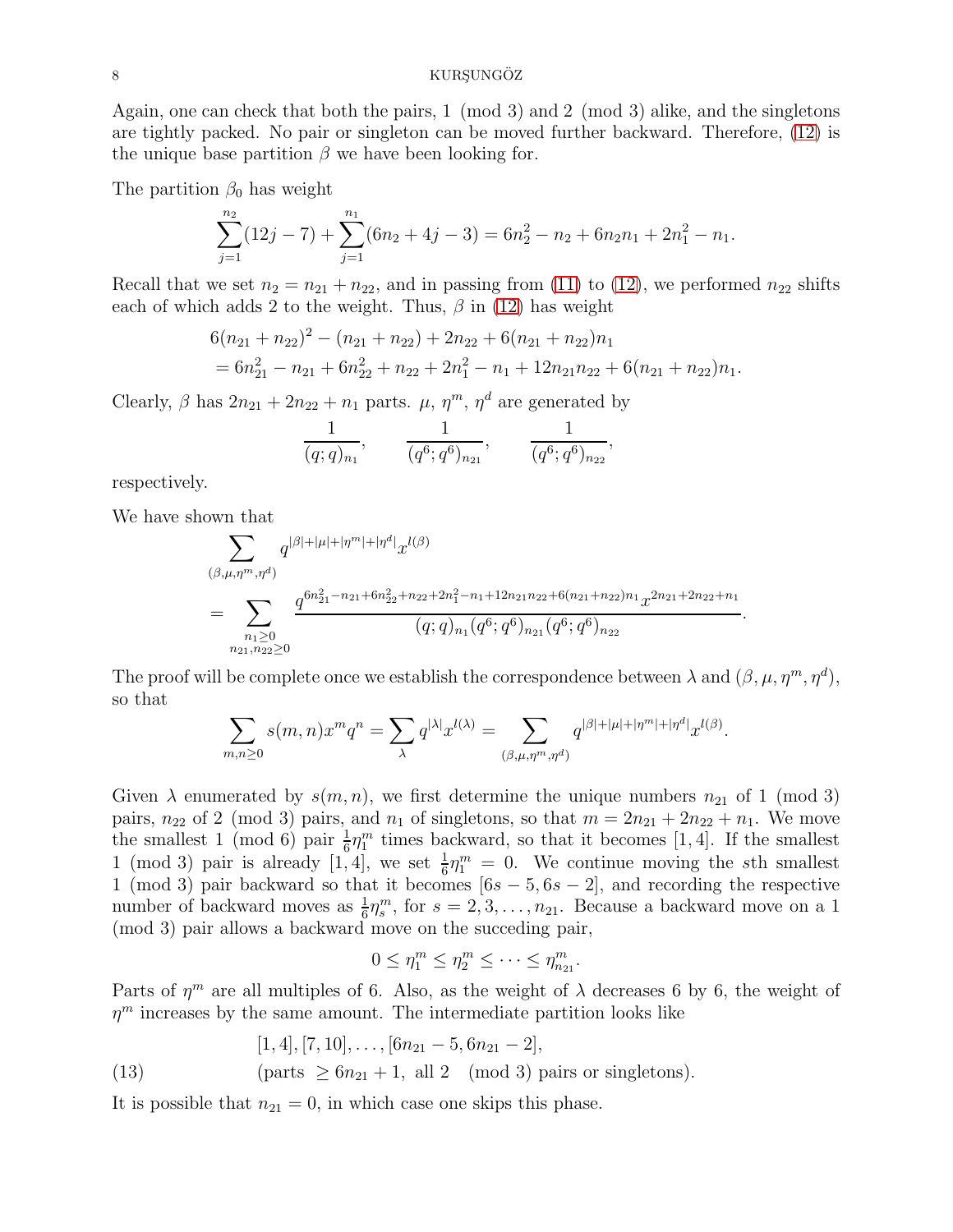Again, one can check that both the pairs, 1 (mod 3) and 2 (mod 3) alike, and the singletons are tightly packed. No pair or singleton can be moved further backward. Therefore, (12) is the unique base partition $\beta$ we have been looking for.

The partition $\beta_0$ has weight

$$\sum_{j=1}^{n_2}(12j-7) + \sum_{j=1}^{n_1}(6n_2+4j-3) = 6n_2^2 - n_2 + 6n_2n_1 + 2n_1^2 - n_1.$$

Recall that we set $n_2 = n_{21} + n_{22}$, and in passing from (11) to (12), we performed $n_{22}$ shifts each of which adds 2 to the weight. Thus, $\beta$ in (12) has weight

$$\begin{aligned}
&6(n_{21}+n_{22})^2 - (n_{21}+n_{22}) + 2n_{22} + 6(n_{21}+n_{22})n_1 \\
&= 6n_{21}^2 - n_{21} + 6n_{22}^2 + n_{22} + 2n_1^2 - n_1 + 12n_{21}n_{22} + 6(n_{21}+n_{22})n_1.
\end{aligned}$$

Clearly, $\beta$ has $2n_{21} + 2n_{22} + n_1$ parts. $\mu$, $\eta^m$, $\eta^d$ are generated by

$$\frac{1}{(q;q)_{n_1}}, \qquad \frac{1}{(q^6;q^6)_{n_{21}}}, \qquad \frac{1}{(q^6;q^6)_{n_{22}}},$$

respectively.

We have shown that

$$\begin{aligned}
&\sum_{(\beta,\mu,\eta^m,\eta^d)} q^{|\beta|+|\mu|+|\eta^m|+|\eta^d|}x^{l(\beta)} \\
&= \sum_{\substack{n_1\geq 0\\ n_{21},n_{22}\geq 0}} \frac{q^{6n_{21}^2 - n_{21} + 6n_{22}^2 + n_{22} + 2n_1^2 - n_1 + 12n_{21}n_{22} + 6(n_{21}+n_{22})n_1}x^{2n_{21}+2n_{22}+n_1}}{(q;q)_{n_1}(q^6;q^6)_{n_{21}}(q^6;q^6)_{n_{22}}}.
\end{aligned}$$

The proof will be complete once we establish the correspondence between $\lambda$ and $(\beta,\mu,\eta^m,\eta^d)$, so that

$$\sum_{m,n\geq 0} s(m,n)x^m q^n = \sum_{\lambda} q^{|\lambda|}x^{l(\lambda)} = \sum_{(\beta,\mu,\eta^m,\eta^d)} q^{|\beta|+|\mu|+|\eta^m|+|\eta^d|}x^{l(\beta)}.$$

Given $\lambda$ enumerated by $s(m,n)$, we first determine the unique numbers $n_{21}$ of 1 (mod 3) pairs, $n_{22}$ of 2 (mod 3) pairs, and $n_1$ of singletons, so that $m = 2n_{21} + 2n_{22} + n_1$. We move the smallest 1 (mod 6) pair $\frac{1}{6}\eta_1^m$ times backward, so that it becomes $[1,4]$. If the smallest 1 (mod 3) pair is already $[1,4]$, we set $\frac{1}{6}\eta_1^m = 0$. We continue moving the $s$th smallest 1 (mod 3) pair backward so that it becomes $[6s-5, 6s-2]$, and recording the respective number of backward moves as $\frac{1}{6}\eta_s^m$, for $s = 2, 3, \ldots, n_{21}$. Because a backward move on a 1 (mod 3) pair allows a backward move on the succeding pair,

$$0 \leq \eta_1^m \leq \eta_2^m \leq \cdots \leq \eta_{n_{21}}^m.$$

Parts of $\eta^m$ are all multiples of 6. Also, as the weight of $\lambda$ decreases 6 by 6, the weight of $\eta^m$ increases by the same amount. The intermediate partition looks like

$$\begin{aligned}
&[1,4], [7,10], \ldots, [6n_{21}-5, 6n_{21}-2], \\
&(\text{parts } \geq 6n_{21}+1, \text{ all 2} \pmod 3 \text{ pairs or singletons}).
\end{aligned} \tag{13}$$

It is possible that $n_{21} = 0$, in which case one skips this phase.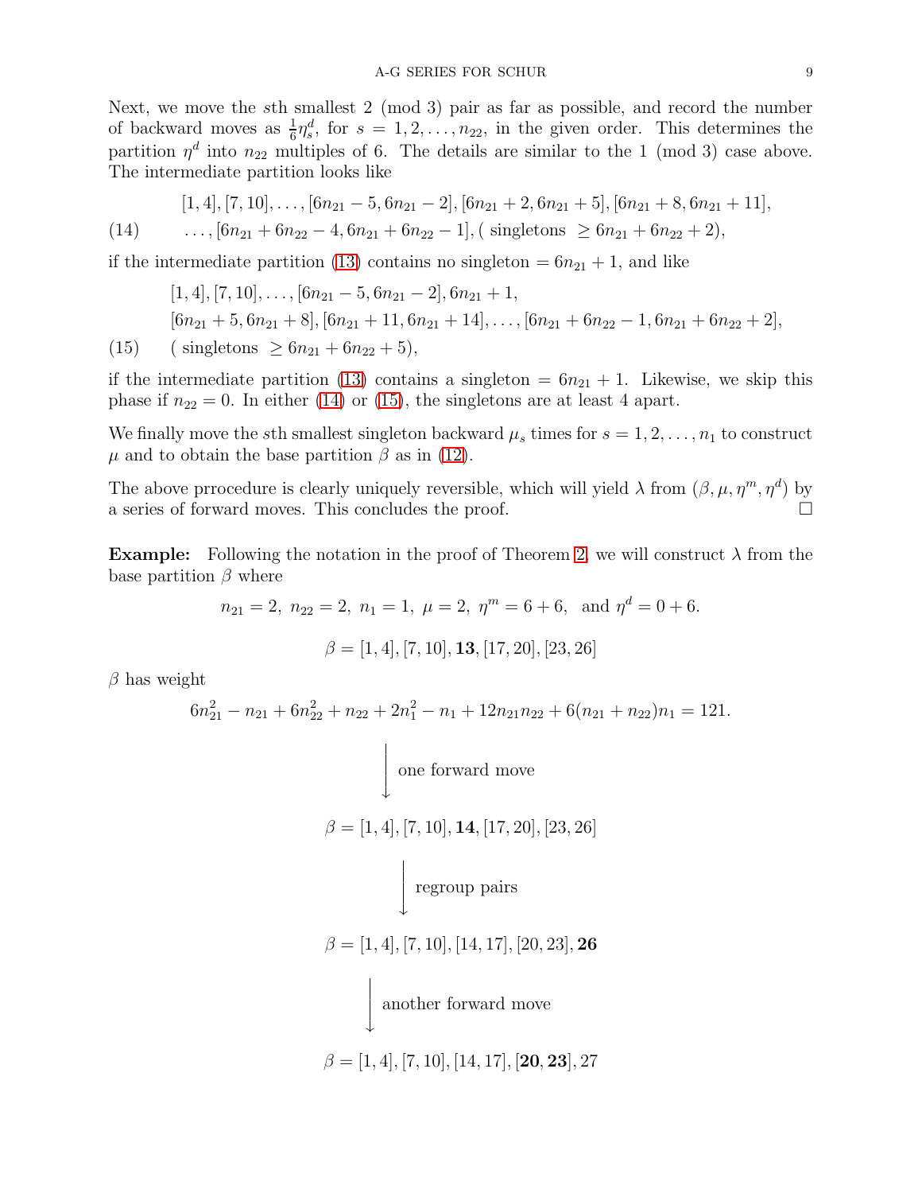Next, we move the $s$th smallest 2 (mod 3) pair as far as possible, and record the number of backward moves as $\frac{1}{6}\eta^d_s$, for $s = 1, 2, \ldots, n_{22}$, in the given order. This determines the partition $\eta^d$ into $n_{22}$ multiples of 6. The details are similar to the 1 (mod 3) case above. The intermediate partition looks like

$$
\begin{aligned}
&[1,4],[7,10],\ldots,[6n_{21}-5,6n_{21}-2],[6n_{21}+2,6n_{21}+5],[6n_{21}+8,6n_{21}+11],\\
&\ldots,[6n_{21}+6n_{22}-4,6n_{21}+6n_{22}-1],(\text{ singletons } \geq 6n_{21}+6n_{22}+2),
\end{aligned}
\tag{14}
$$

if the intermediate partition (13) contains no singleton $= 6n_{21}+1$, and like

$$
\begin{aligned}
&[1,4],[7,10],\ldots,[6n_{21}-5,6n_{21}-2],6n_{21}+1,\\
&[6n_{21}+5,6n_{21}+8],[6n_{21}+11,6n_{21}+14],\ldots,[6n_{21}+6n_{22}-1,6n_{21}+6n_{22}+2],\\
&(\text{ singletons } \geq 6n_{21}+6n_{22}+5),
\end{aligned}
\tag{15}
$$

if the intermediate partition (13) contains a singleton $= 6n_{21}+1$. Likewise, we skip this phase if $n_{22} = 0$. In either (14) or (15), the singletons are at least 4 apart.

We finally move the $s$th smallest singleton backward $\mu_s$ times for $s = 1, 2, \ldots, n_1$ to construct $\mu$ and to obtain the base partition $\beta$ as in (12).

The above prrocedure is clearly uniquely reversible, which will yield $\lambda$ from $(\beta, \mu, \eta^m, \eta^d)$ by a series of forward moves. This concludes the proof. $\square$

**Example:** Following the notation in the proof of Theorem 2, we will construct $\lambda$ from the base partition $\beta$ where

$$n_{21} = 2,\ n_{22} = 2,\ n_1 = 1,\ \mu = 2,\ \eta^m = 6+6,\ \text{ and } \eta^d = 0+6.$$

$$\beta = [1,4],[7,10],\mathbf{13},[17,20],[23,26]$$

$\beta$ has weight

$$6n_{21}^2 - n_{21} + 6n_{22}^2 + n_{22} + 2n_1^2 - n_1 + 12n_{21}n_{22} + 6(n_{21}+n_{22})n_1 = 121.$$

$$\Big\downarrow \text{ one forward move}$$

$$\beta = [1,4],[7,10],\mathbf{14},[17,20],[23,26]$$

$$\Big\downarrow \text{ regroup pairs}$$

$$\beta = [1,4],[7,10],[14,17],[20,23],\mathbf{26}$$

$$\Big\downarrow \text{ another forward move}$$

$$\beta = [1,4],[7,10],[14,17],[\mathbf{20},\mathbf{23}],27$$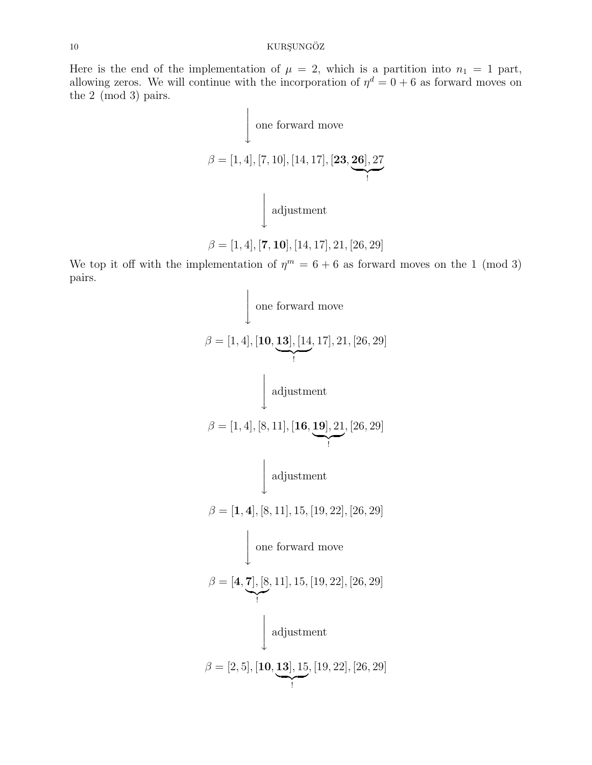Here is the end of the implementation of $\mu = 2$, which is a partition into $n_1 = 1$ part, allowing zeros. We will continue with the incorporation of $\eta^d = 0 + 6$ as forward moves on the 2 (mod 3) pairs.

$$\Big\downarrow \text{ one forward move}$$

$$\beta = [1, 4], [7, 10], [14, 17], [\mathbf{23}, \underbrace{\mathbf{26}], 27}_{!}$$

$$\Big\downarrow \text{ adjustment}$$

$$\beta = [1, 4], [\mathbf{7}, \mathbf{10}], [14, 17], 21, [26, 29]$$

We top it off with the implementation of $\eta^m = 6 + 6$ as forward moves on the 1 (mod 3) pairs.

$$\Big\downarrow \text{ one forward move}$$

$$\beta = [1, 4], [\mathbf{10}, \underbrace{\mathbf{13}], [14}_{!}, 17], 21, [26, 29]$$

$$\Big\downarrow \text{ adjustment}$$

$$\beta = [1, 4], [8, 11], [\mathbf{16}, \underbrace{\mathbf{19}], 21}_{!}, [26, 29]$$

$$\Big\downarrow \text{ adjustment}$$

$$\beta = [\mathbf{1}, \mathbf{4}], [8, 11], 15, [19, 22], [26, 29]$$

$$\Big\downarrow \text{ one forward move}$$

$$\beta = [\mathbf{4}, \underbrace{\mathbf{7}], [8}_{!}, 11], 15, [19, 22], [26, 29]$$

$$\Big\downarrow \text{ adjustment}$$

$$\beta = [2, 5], [\mathbf{10}, \underbrace{\mathbf{13}], 15}_{!}, [19, 22], [26, 29]$$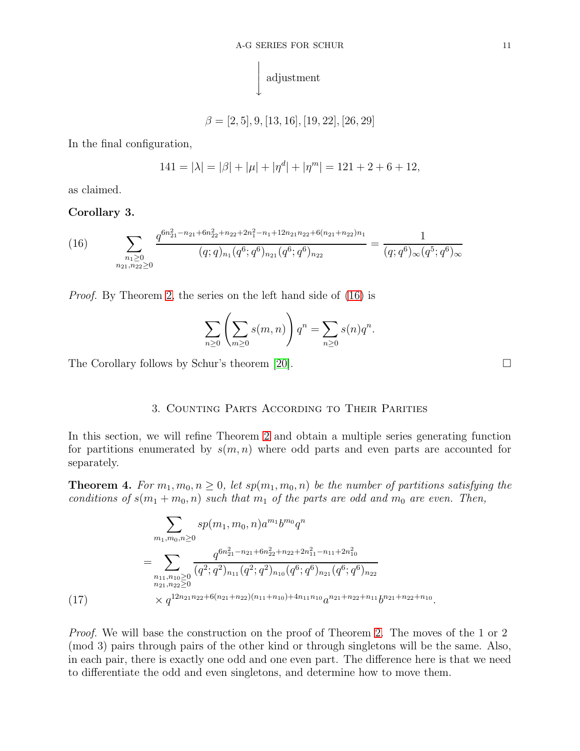$$\Big\downarrow \text{adjustment}$$

$$\beta = [2,5], 9, [13,16], [19,22], [26,29]$$

In the final configuration,

$$141 = |\lambda| = |\beta| + |\mu| + |\eta^d| + |\eta^m| = 121 + 2 + 6 + 12,$$

as claimed.

**Corollary 3.**

$$\sum_{\substack{n_1 \geq 0 \\ n_{21}, n_{22} \geq 0}} \frac{q^{6n_{21}^2 - n_{21} + 6n_{22}^2 + n_{22} + 2n_1^2 - n_1 + 12n_{21}n_{22} + 6(n_{21}+n_{22})n_1}}{(q;q)_{n_1}(q^6;q^6)_{n_{21}}(q^6;q^6)_{n_{22}}} = \frac{1}{(q;q^6)_\infty (q^5;q^6)_\infty} \tag{16}$$

*Proof.* By Theorem 2, the series on the left hand side of (16) is

$$\sum_{n \geq 0} \left( \sum_{m \geq 0} s(m,n) \right) q^n = \sum_{n \geq 0} s(n) q^n.$$

The Corollary follows by Schur's theorem [20]. $\square$

## 3. Counting Parts According to Their Parities

In this section, we will refine Theorem 2 and obtain a multiple series generating function for partitions enumerated by $s(m,n)$ where odd parts and even parts are accounted for separately.

**Theorem 4.** *For $m_1, m_0, n \geq 0$, let $sp(m_1, m_0, n)$ be the number of partitions satisfying the conditions of $s(m_1 + m_0, n)$ such that $m_1$ of the parts are odd and $m_0$ are even. Then,*

$$\begin{aligned}
&\sum_{m_1, m_0, n \geq 0} sp(m_1, m_0, n) a^{m_1} b^{m_0} q^n \\
&= \sum_{\substack{n_{11}, n_{10} \geq 0 \\ n_{21}, n_{22} \geq 0}} \frac{q^{6n_{21}^2 - n_{21} + 6n_{22}^2 + n_{22} + 2n_{11}^2 - n_{11} + 2n_{10}^2}}{(q^2;q^2)_{n_{11}}(q^2;q^2)_{n_{10}}(q^6;q^6)_{n_{21}}(q^6;q^6)_{n_{22}}} \\
&\quad \times q^{12n_{21}n_{22} + 6(n_{21}+n_{22})(n_{11}+n_{10}) + 4n_{11}n_{10}} a^{n_{21}+n_{22}+n_{11}} b^{n_{21}+n_{22}+n_{10}}.
\end{aligned} \tag{17}$$

*Proof.* We will base the construction on the proof of Theorem 2. The moves of the 1 or 2 (mod 3) pairs through pairs of the other kind or through singletons will be the same. Also, in each pair, there is exactly one odd and one even part. The difference here is that we need to differentiate the odd and even singletons, and determine how to move them.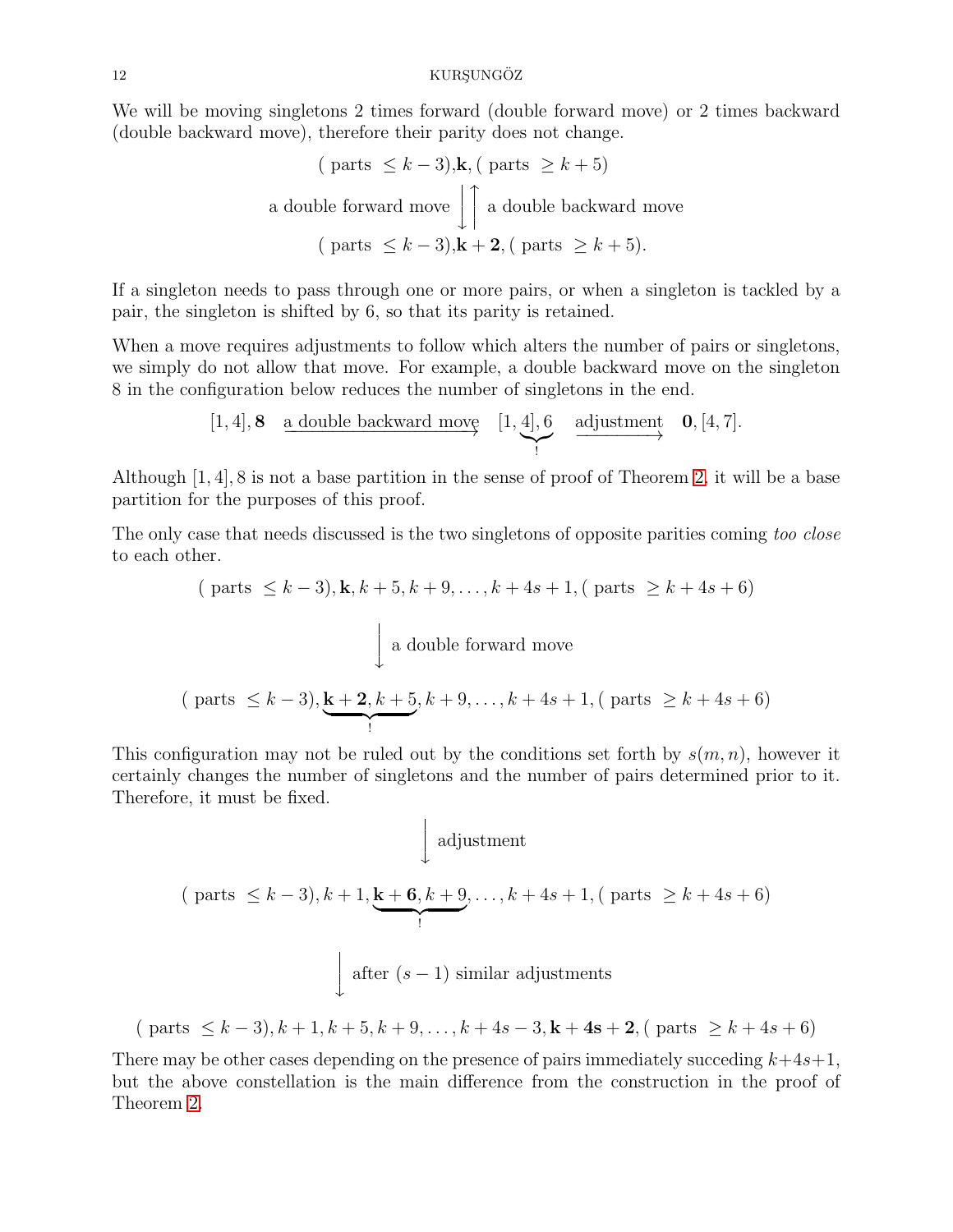We will be moving singletons 2 times forward (double forward move) or 2 times backward (double backward move), therefore their parity does not change.

$$
\begin{array}{c}
(\text{ parts } \leq k-3), \mathbf{k}, (\text{ parts } \geq k+5) \\
\text{a double forward move} \Big\downarrow \Big\uparrow \text{ a double backward move} \\
(\text{ parts } \leq k-3), \mathbf{k+2}, (\text{ parts } \geq k+5).
\end{array}
$$

If a singleton needs to pass through one or more pairs, or when a singleton is tackled by a pair, the singleton is shifted by 6, so that its parity is retained.

When a move requires adjustments to follow which alters the number of pairs or singletons, we simply do not allow that move. For example, a double backward move on the singleton 8 in the configuration below reduces the number of singletons in the end.

$$
[1,4], \mathbf{8} \quad \xrightarrow{\text{a double backward move}} \quad [1, \underbrace{4], 6}_{!} \quad \xrightarrow{\text{adjustment}} \quad \mathbf{0}, [4,7].
$$

Although $[1,4], 8$ is not a base partition in the sense of proof of Theorem 2, it will be a base partition for the purposes of this proof.

The only case that needs discussed is the two singletons of opposite parities coming *too close* to each other.

$$
(\text{ parts } \leq k-3), \mathbf{k}, k+5, k+9, \ldots, k+4s+1, (\text{ parts } \geq k+4s+6)
$$

$$
\Big\downarrow \text{ a double forward move}
$$

$$
(\text{ parts } \leq k-3), \underbrace{\mathbf{k+2}, k+5}_{!}, k+9, \ldots, k+4s+1, (\text{ parts } \geq k+4s+6)
$$

This configuration may not be ruled out by the conditions set forth by $s(m,n)$, however it certainly changes the number of singletons and the number of pairs determined prior to it. Therefore, it must be fixed.

$$
\Big\downarrow \text{ adjustment}
$$

$$
(\text{ parts } \leq k-3), k+1, \underbrace{\mathbf{k+6}, k+9}_{!}, \ldots, k+4s+1, (\text{ parts } \geq k+4s+6)
$$

$$
\Big\downarrow \text{ after } (s-1) \text{ similar adjustments}
$$

$$
(\text{ parts } \leq k-3), k+1, k+5, k+9, \ldots, k+4s-3, \mathbf{k+4s+2}, (\text{ parts } \geq k+4s+6)
$$

There may be other cases depending on the presence of pairs immediately succeding $k+4s+1$, but the above constellation is the main difference from the construction in the proof of Theorem 2.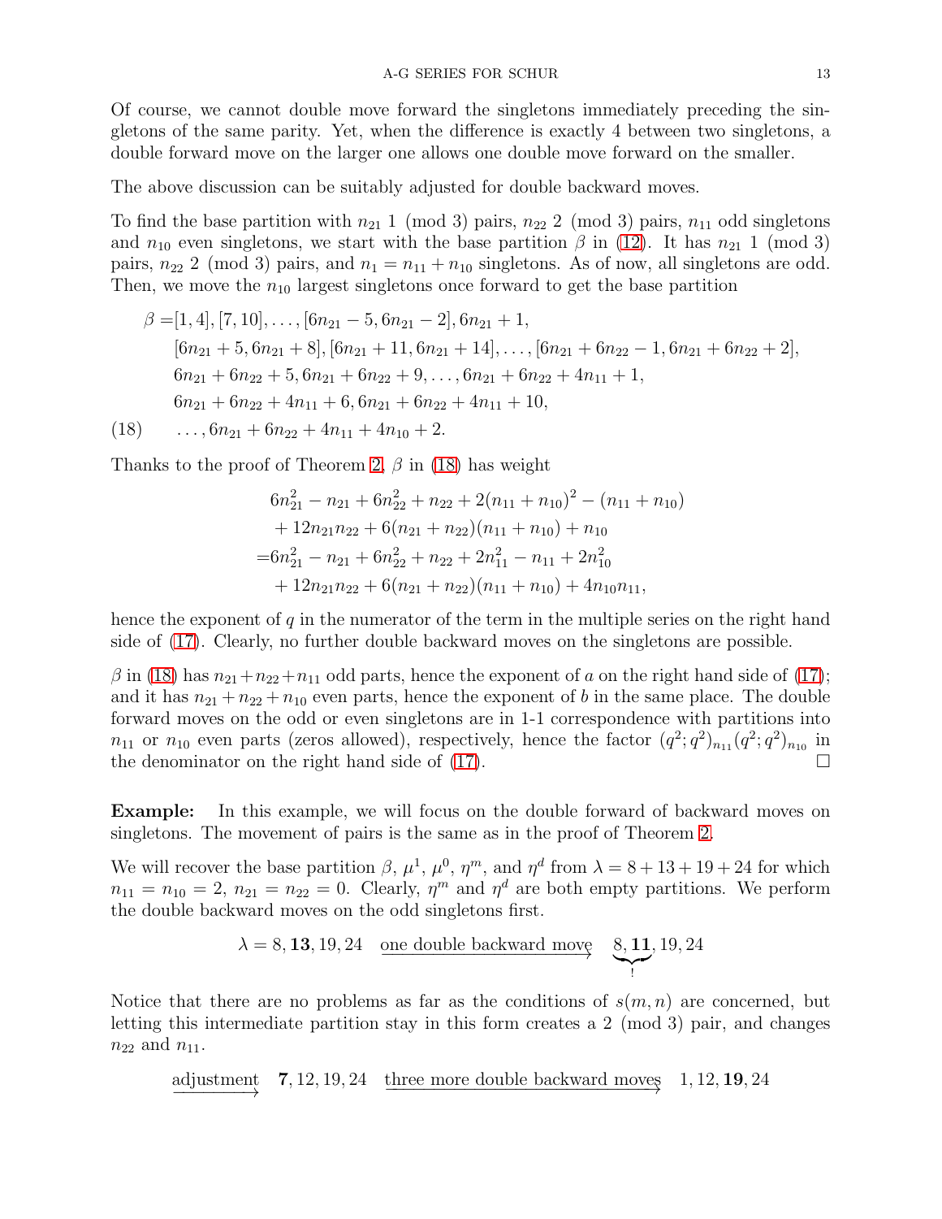Of course, we cannot double move forward the singletons immediately preceding the singletons of the same parity. Yet, when the difference is exactly 4 between two singletons, a double forward move on the larger one allows one double move forward on the smaller.

The above discussion can be suitably adjusted for double backward moves.

To find the base partition with $n_{21}$ 1 (mod 3) pairs, $n_{22}$ 2 (mod 3) pairs, $n_{11}$ odd singletons and $n_{10}$ even singletons, we start with the base partition $\beta$ in (12). It has $n_{21}$ 1 (mod 3) pairs, $n_{22}$ 2 (mod 3) pairs, and $n_1 = n_{11} + n_{10}$ singletons. As of now, all singletons are odd. Then, we move the $n_{10}$ largest singletons once forward to get the base partition

$$
\begin{aligned}
\beta =& [1, 4], [7, 10], \ldots, [6n_{21} - 5, 6n_{21} - 2], 6n_{21} + 1, \\
& [6n_{21} + 5, 6n_{21} + 8], [6n_{21} + 11, 6n_{21} + 14], \ldots, [6n_{21} + 6n_{22} - 1, 6n_{21} + 6n_{22} + 2], \\
& 6n_{21} + 6n_{22} + 5, 6n_{21} + 6n_{22} + 9, \ldots, 6n_{21} + 6n_{22} + 4n_{11} + 1, \\
& 6n_{21} + 6n_{22} + 4n_{11} + 6, 6n_{21} + 6n_{22} + 4n_{11} + 10, \\
& \ldots, 6n_{21} + 6n_{22} + 4n_{11} + 4n_{10} + 2.
\end{aligned} \tag{18}
$$

Thanks to the proof of Theorem 2, $\beta$ in (18) has weight

$$
\begin{aligned}
& 6n_{21}^2 - n_{21} + 6n_{22}^2 + n_{22} + 2(n_{11} + n_{10})^2 - (n_{11} + n_{10}) \\
& + 12n_{21}n_{22} + 6(n_{21} + n_{22})(n_{11} + n_{10}) + n_{10} \\
=& 6n_{21}^2 - n_{21} + 6n_{22}^2 + n_{22} + 2n_{11}^2 - n_{11} + 2n_{10}^2 \\
& + 12n_{21}n_{22} + 6(n_{21} + n_{22})(n_{11} + n_{10}) + 4n_{10}n_{11},
\end{aligned}
$$

hence the exponent of $q$ in the numerator of the term in the multiple series on the right hand side of (17). Clearly, no further double backward moves on the singletons are possible.

$\beta$ in (18) has $n_{21} + n_{22} + n_{11}$ odd parts, hence the exponent of $a$ on the right hand side of (17); and it has $n_{21} + n_{22} + n_{10}$ even parts, hence the exponent of $b$ in the same place. The double forward moves on the odd or even singletons are in 1-1 correspondence with partitions into $n_{11}$ or $n_{10}$ even parts (zeros allowed), respectively, hence the factor $(q^2; q^2)_{n_{11}} (q^2; q^2)_{n_{10}}$ in the denominator on the right hand side of (17). $\square$

**Example:** In this example, we will focus on the double forward of backward moves on singletons. The movement of pairs is the same as in the proof of Theorem 2.

We will recover the base partition $\beta$, $\mu^1$, $\mu^0$, $\eta^m$, and $\eta^d$ from $\lambda = 8 + 13 + 19 + 24$ for which $n_{11} = n_{10} = 2$, $n_{21} = n_{22} = 0$. Clearly, $\eta^m$ and $\eta^d$ are both empty partitions. We perform the double backward moves on the odd singletons first.

$$
\lambda = 8, \mathbf{13}, 19, 24 \quad \xrightarrow{\text{one double backward move}} \quad \underbrace{8, \mathbf{11}}_{!}, 19, 24
$$

Notice that there are no problems as far as the conditions of $s(m, n)$ are concerned, but letting this intermediate partition stay in this form creates a 2 (mod 3) pair, and changes $n_{22}$ and $n_{11}$.

$$
\xrightarrow{\text{adjustment}} \quad \mathbf{7}, 12, 19, 24 \quad \xrightarrow{\text{three more double backward moves}} \quad 1, 12, \mathbf{19}, 24
$$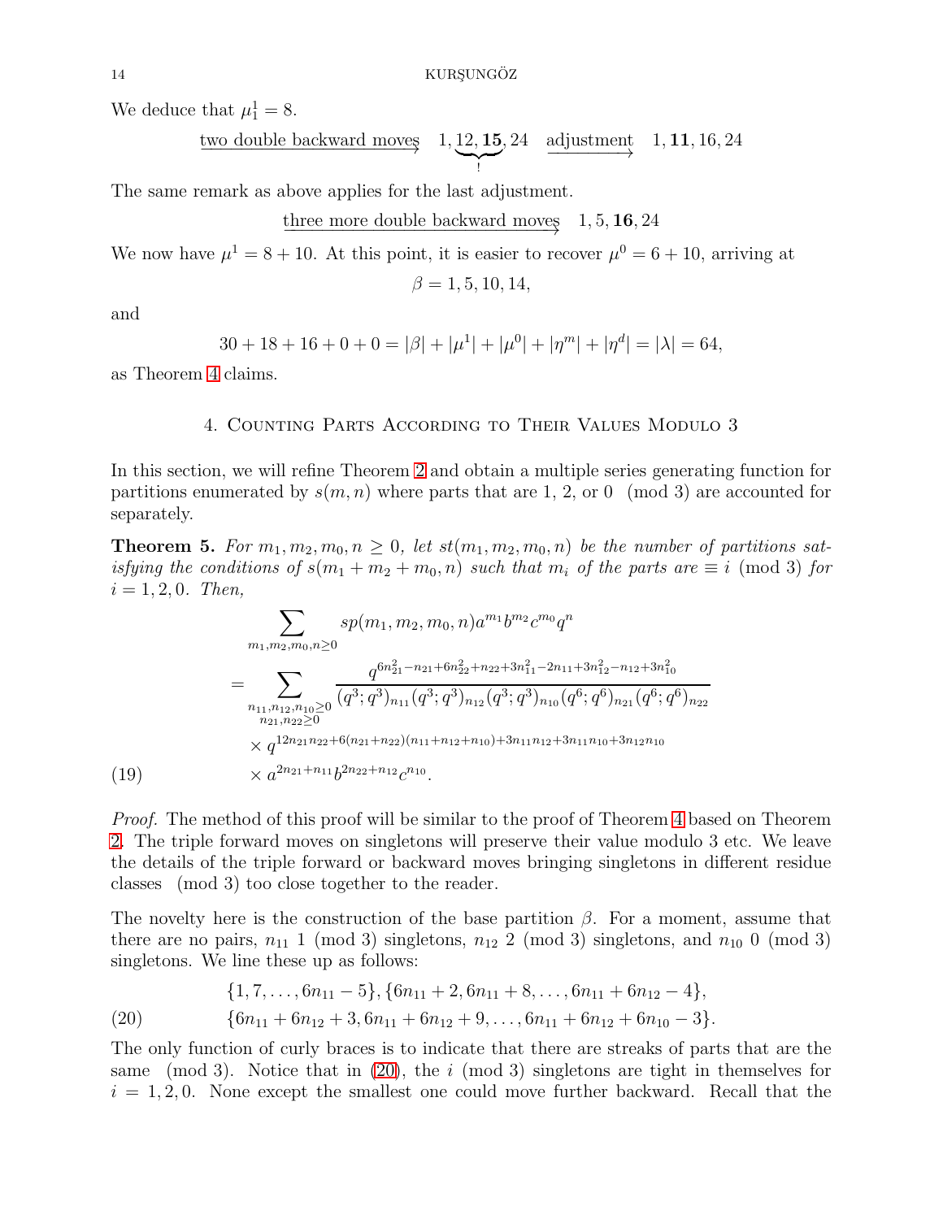We deduce that $\mu^1_1 = 8$.

$$\xrightarrow{\text{two double backward moves}} \quad 1, \underbrace{12, \mathbf{15}}_{!}, 24 \quad \xrightarrow{\text{adjustment}} \quad 1, \mathbf{11}, 16, 24$$

The same remark as above applies for the last adjustment.

$$\xrightarrow{\text{three more double backward moves}} \quad 1, 5, \mathbf{16}, 24$$

We now have $\mu^1 = 8 + 10$. At this point, it is easier to recover $\mu^0 = 6 + 10$, arriving at

$$\beta = 1, 5, 10, 14,$$

and

$$30 + 18 + 16 + 0 + 0 = |\beta| + |\mu^1| + |\mu^0| + |\eta^m| + |\eta^d| = |\lambda| = 64,$$

as Theorem 4 claims.

## 4. Counting Parts According to Their Values Modulo 3

In this section, we will refine Theorem 2 and obtain a multiple series generating function for partitions enumerated by $s(m, n)$ where parts that are 1, 2, or 0 $\pmod 3$ are accounted for separately.

**Theorem 5.** *For $m_1, m_2, m_0, n \geq 0$, let $st(m_1, m_2, m_0, n)$ be the number of partitions satisfying the conditions of $s(m_1 + m_2 + m_0, n)$ such that $m_i$ of the parts are $\equiv i \pmod 3$ for $i = 1, 2, 0$. Then,*

$$\sum_{m_1, m_2, m_0, n \geq 0} sp(m_1, m_2, m_0, n) a^{m_1} b^{m_2} c^{m_0} q^n$$

$$= \sum_{\substack{n_{11}, n_{12}, n_{10} \geq 0 \\ n_{21}, n_{22} \geq 0}} \frac{q^{6n_{21}^2 - n_{21} + 6n_{22}^2 + n_{22} + 3n_{11}^2 - 2n_{11} + 3n_{12}^2 - n_{12} + 3n_{10}^2}}{(q^3; q^3)_{n_{11}} (q^3; q^3)_{n_{12}} (q^3; q^3)_{n_{10}} (q^6; q^6)_{n_{21}} (q^6; q^6)_{n_{22}}}$$

$$\times q^{12n_{21}n_{22} + 6(n_{21} + n_{22})(n_{11} + n_{12} + n_{10}) + 3n_{11}n_{12} + 3n_{11}n_{10} + 3n_{12}n_{10}}$$

$$\times a^{2n_{21} + n_{11}} b^{2n_{22} + n_{12}} c^{n_{10}}. \tag{19}$$

*Proof.* The method of this proof will be similar to the proof of Theorem 4 based on Theorem 2. The triple forward moves on singletons will preserve their value modulo 3 etc. We leave the details of the triple forward or backward moves bringing singletons in different residue classes $\pmod 3$ too close together to the reader.

The novelty here is the construction of the base partition $\beta$. For a moment, assume that there are no pairs, $n_{11}$ 1 $\pmod 3$ singletons, $n_{12}$ 2 $\pmod 3$ singletons, and $n_{10}$ 0 $\pmod 3$ singletons. We line these up as follows:

$$\{1, 7, \ldots, 6n_{11} - 5\}, \{6n_{11} + 2, 6n_{11} + 8, \ldots, 6n_{11} + 6n_{12} - 4\},$$
$$\{6n_{11} + 6n_{12} + 3, 6n_{11} + 6n_{12} + 9, \ldots, 6n_{11} + 6n_{12} + 6n_{10} - 3\}. \tag{20}$$

The only function of curly braces is to indicate that there are streaks of parts that are the same $\pmod 3$. Notice that in (20), the $i \pmod 3$ singletons are tight in themselves for $i = 1, 2, 0$. None except the smallest one could move further backward. Recall that the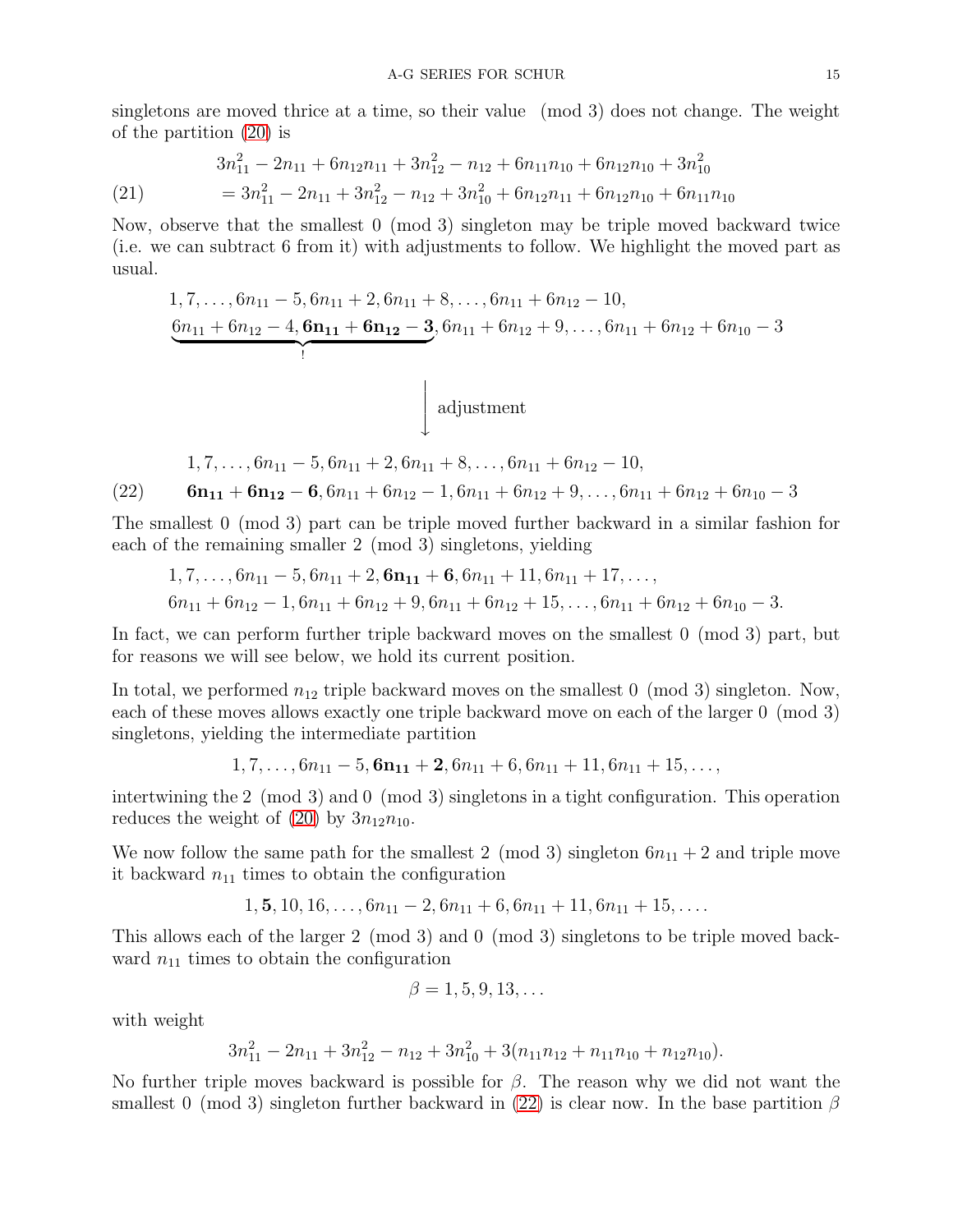singletons are moved thrice at a time, so their value $\pmod 3$ does not change. The weight of the partition (20) is

$$
\begin{aligned}
&3n_{11}^2 - 2n_{11} + 6n_{12}n_{11} + 3n_{12}^2 - n_{12} + 6n_{11}n_{10} + 6n_{12}n_{10} + 3n_{10}^2 \\
&= 3n_{11}^2 - 2n_{11} + 3n_{12}^2 - n_{12} + 3n_{10}^2 + 6n_{12}n_{11} + 6n_{12}n_{10} + 6n_{11}n_{10}
\end{aligned}
\tag{21}
$$

Now, observe that the smallest $0 \pmod 3$ singleton may be triple moved backward twice (i.e. we can subtract 6 from it) with adjustments to follow. We highlight the moved part as usual.

$$
\begin{aligned}
&1, 7, \ldots, 6n_{11} - 5, 6n_{11} + 2, 6n_{11} + 8, \ldots, 6n_{11} + 6n_{12} - 10, \\
&\underbrace{6n_{11} + 6n_{12} - 4, \mathbf{6n_{11} + 6n_{12} - 3}}_{!}, 6n_{11} + 6n_{12} + 9, \ldots, 6n_{11} + 6n_{12} + 6n_{10} - 3
\end{aligned}
$$

$$\Big\downarrow \text{ adjustment}$$

$$
\begin{aligned}
&1, 7, \ldots, 6n_{11} - 5, 6n_{11} + 2, 6n_{11} + 8, \ldots, 6n_{11} + 6n_{12} - 10, \\
&\mathbf{6n_{11} + 6n_{12} - 6}, 6n_{11} + 6n_{12} - 1, 6n_{11} + 6n_{12} + 9, \ldots, 6n_{11} + 6n_{12} + 6n_{10} - 3
\end{aligned}
\tag{22}
$$

The smallest $0 \pmod 3$ part can be triple moved further backward in a similar fashion for each of the remaining smaller $2 \pmod 3$ singletons, yielding

$$
\begin{aligned}
&1, 7, \ldots, 6n_{11} - 5, 6n_{11} + 2, \mathbf{6n_{11} + 6}, 6n_{11} + 11, 6n_{11} + 17, \ldots, \\
&6n_{11} + 6n_{12} - 1, 6n_{11} + 6n_{12} + 9, 6n_{11} + 6n_{12} + 15, \ldots, 6n_{11} + 6n_{12} + 6n_{10} - 3.
\end{aligned}
$$

In fact, we can perform further triple backward moves on the smallest $0 \pmod 3$ part, but for reasons we will see below, we hold its current position.

In total, we performed $n_{12}$ triple backward moves on the smallest $0 \pmod 3$ singleton. Now, each of these moves allows exactly one triple backward move on each of the larger $0 \pmod 3$ singletons, yielding the intermediate partition

$$1, 7, \ldots, 6n_{11} - 5, \mathbf{6n_{11} + 2}, 6n_{11} + 6, 6n_{11} + 11, 6n_{11} + 15, \ldots,$$

intertwining the $2 \pmod 3$ and $0 \pmod 3$ singletons in a tight configuration. This operation reduces the weight of (20) by $3n_{12}n_{10}$.

We now follow the same path for the smallest $2 \pmod 3$ singleton $6n_{11} + 2$ and triple move it backward $n_{11}$ times to obtain the configuration

$$1, \mathbf{5}, 10, 16, \ldots, 6n_{11} - 2, 6n_{11} + 6, 6n_{11} + 11, 6n_{11} + 15, \ldots.$$

This allows each of the larger $2 \pmod 3$ and $0 \pmod 3$ singletons to be triple moved backward $n_{11}$ times to obtain the configuration

$$\beta = 1, 5, 9, 13, \ldots$$

with weight

$$3n_{11}^2 - 2n_{11} + 3n_{12}^2 - n_{12} + 3n_{10}^2 + 3(n_{11}n_{12} + n_{11}n_{10} + n_{12}n_{10}).$$

No further triple moves backward is possible for $\beta$. The reason why we did not want the smallest $0 \pmod 3$ singleton further backward in (22) is clear now. In the base partition $\beta$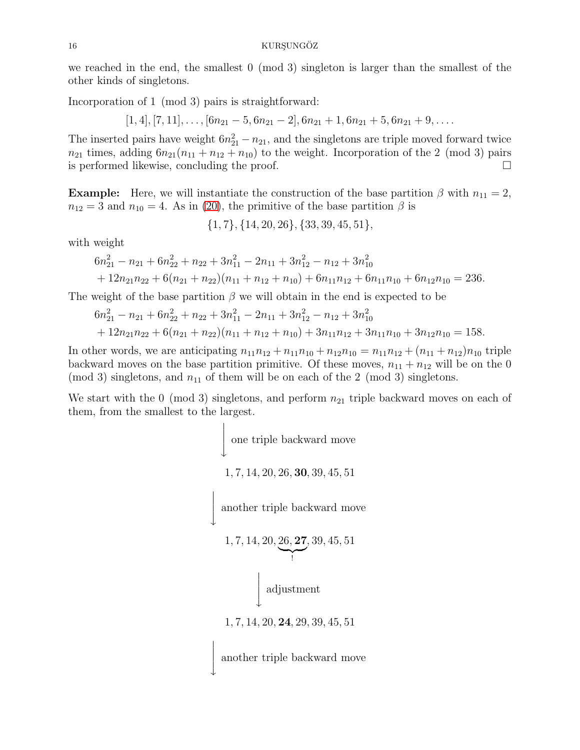we reached in the end, the smallest 0 (mod 3) singleton is larger than the smallest of the other kinds of singletons.

Incorporation of 1 (mod 3) pairs is straightforward:

$$[1, 4], [7, 11], \ldots, [6n_{21} - 5, 6n_{21} - 2], 6n_{21} + 1, 6n_{21} + 5, 6n_{21} + 9, \ldots.$$

The inserted pairs have weight $6n_{21}^2 - n_{21}$, and the singletons are triple moved forward twice $n_{21}$ times, adding $6n_{21}(n_{11} + n_{12} + n_{10})$ to the weight. Incorporation of the 2 (mod 3) pairs is performed likewise, concluding the proof. □

**Example:** Here, we will instantiate the construction of the base partition $\beta$ with $n_{11} = 2$, $n_{12} = 3$ and $n_{10} = 4$. As in (20), the primitive of the base partition $\beta$ is

$$\{1, 7\}, \{14, 20, 26\}, \{33, 39, 45, 51\},$$

with weight

$$6n_{21}^2 - n_{21} + 6n_{22}^2 + n_{22} + 3n_{11}^2 - 2n_{11} + 3n_{12}^2 - n_{12} + 3n_{10}^2$$
$$+ 12n_{21}n_{22} + 6(n_{21} + n_{22})(n_{11} + n_{12} + n_{10}) + 6n_{11}n_{12} + 6n_{11}n_{10} + 6n_{12}n_{10} = 236.$$

The weight of the base partition $\beta$ we will obtain in the end is expected to be

$$6n_{21}^2 - n_{21} + 6n_{22}^2 + n_{22} + 3n_{11}^2 - 2n_{11} + 3n_{12}^2 - n_{12} + 3n_{10}^2$$
$$+ 12n_{21}n_{22} + 6(n_{21} + n_{22})(n_{11} + n_{12} + n_{10}) + 3n_{11}n_{12} + 3n_{11}n_{10} + 3n_{12}n_{10} = 158.$$

In other words, we are anticipating $n_{11}n_{12} + n_{11}n_{10} + n_{12}n_{10} = n_{11}n_{12} + (n_{11} + n_{12})n_{10}$ triple backward moves on the base partition primitive. Of these moves, $n_{11} + n_{12}$ will be on the 0 (mod 3) singletons, and $n_{11}$ of them will be on each of the 2 (mod 3) singletons.

We start with the 0 (mod 3) singletons, and perform $n_{21}$ triple backward moves on each of them, from the smallest to the largest.

$\downarrow$ one triple backward move

$$1, 7, 14, 20, 26, \mathbf{30}, 39, 45, 51$$

$\downarrow$ another triple backward move

$$1, 7, 14, 20, \underbrace{26, \mathbf{27}}_{!}, 39, 45, 51$$

$\downarrow$ adjustment

$$1, 7, 14, 20, \mathbf{24}, 29, 39, 45, 51$$

$\downarrow$ another triple backward move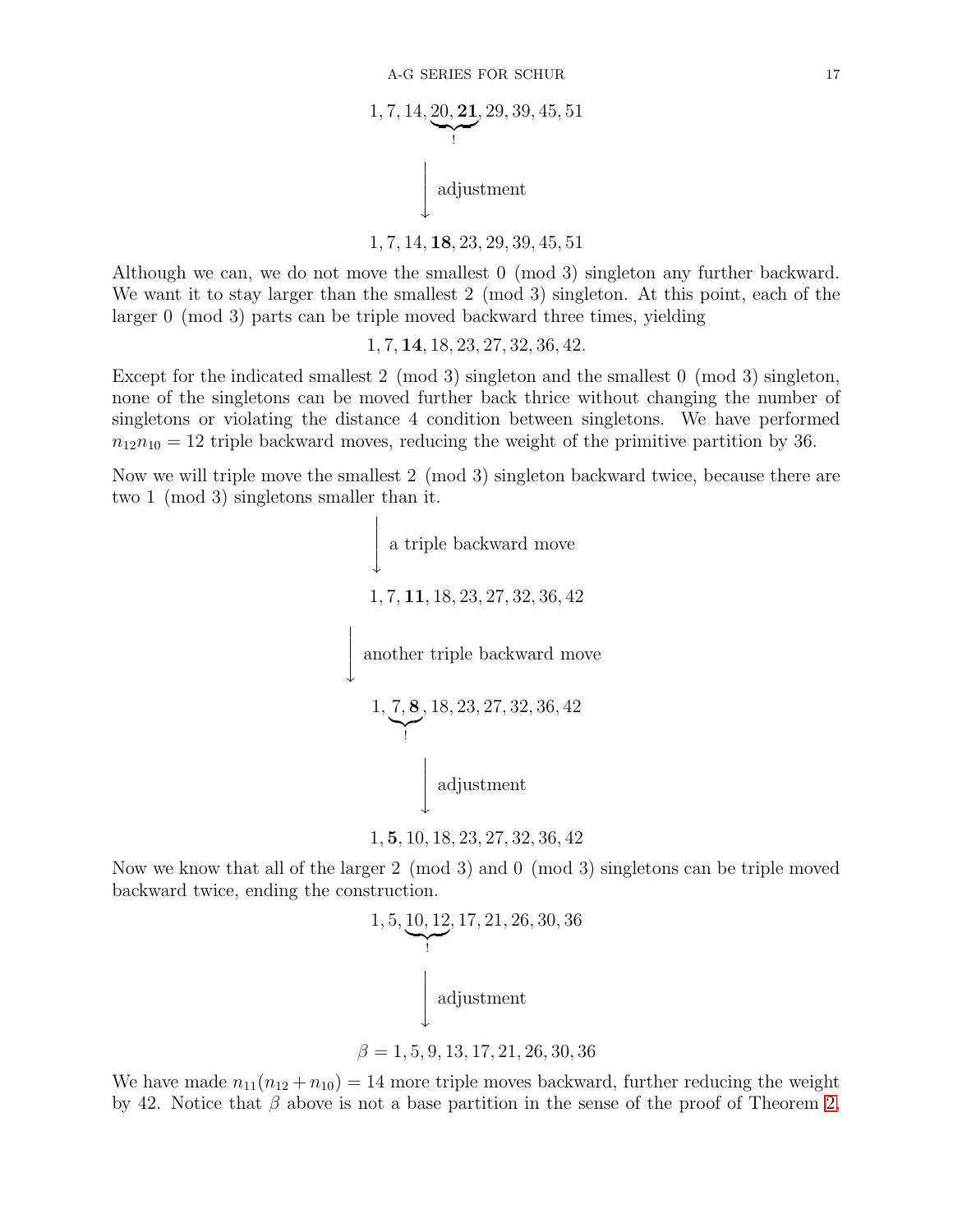$$1, 7, 14, \underbrace{20, \mathbf{21}}_{!}, 29, 39, 45, 51$$

$$\Big\downarrow \text{ adjustment}$$

$$1, 7, 14, \mathbf{18}, 23, 29, 39, 45, 51$$

Although we can, we do not move the smallest 0 (mod 3) singleton any further backward. We want it to stay larger than the smallest 2 (mod 3) singleton. At this point, each of the larger 0 (mod 3) parts can be triple moved backward three times, yielding

$$1, 7, \mathbf{14}, 18, 23, 27, 32, 36, 42.$$

Except for the indicated smallest 2 (mod 3) singleton and the smallest 0 (mod 3) singleton, none of the singletons can be moved further back thrice without changing the number of singletons or violating the distance 4 condition between singletons. We have performed $n_{12}n_{10} = 12$ triple backward moves, reducing the weight of the primitive partition by 36.

Now we will triple move the smallest 2 (mod 3) singleton backward twice, because there are two 1 (mod 3) singletons smaller than it.

$$\Big\downarrow \text{ a triple backward move}$$

$$1, 7, \mathbf{11}, 18, 23, 27, 32, 36, 42$$

$$\Big\downarrow \text{ another triple backward move}$$

$$1, \underbrace{7, \mathbf{8}}_{!}, 18, 23, 27, 32, 36, 42$$

$$\Big\downarrow \text{ adjustment}$$

$$1, \mathbf{5}, 10, 18, 23, 27, 32, 36, 42$$

Now we know that all of the larger 2 (mod 3) and 0 (mod 3) singletons can be triple moved backward twice, ending the construction.

$$1, 5, \underbrace{10, 12}_{!}, 17, 21, 26, 30, 36$$

$$\Big\downarrow \text{ adjustment}$$

$$\beta = 1, 5, 9, 13, 17, 21, 26, 30, 36$$

We have made $n_{11}(n_{12} + n_{10}) = 14$ more triple moves backward, further reducing the weight by 42. Notice that $\beta$ above is not a base partition in the sense of the proof of Theorem 2,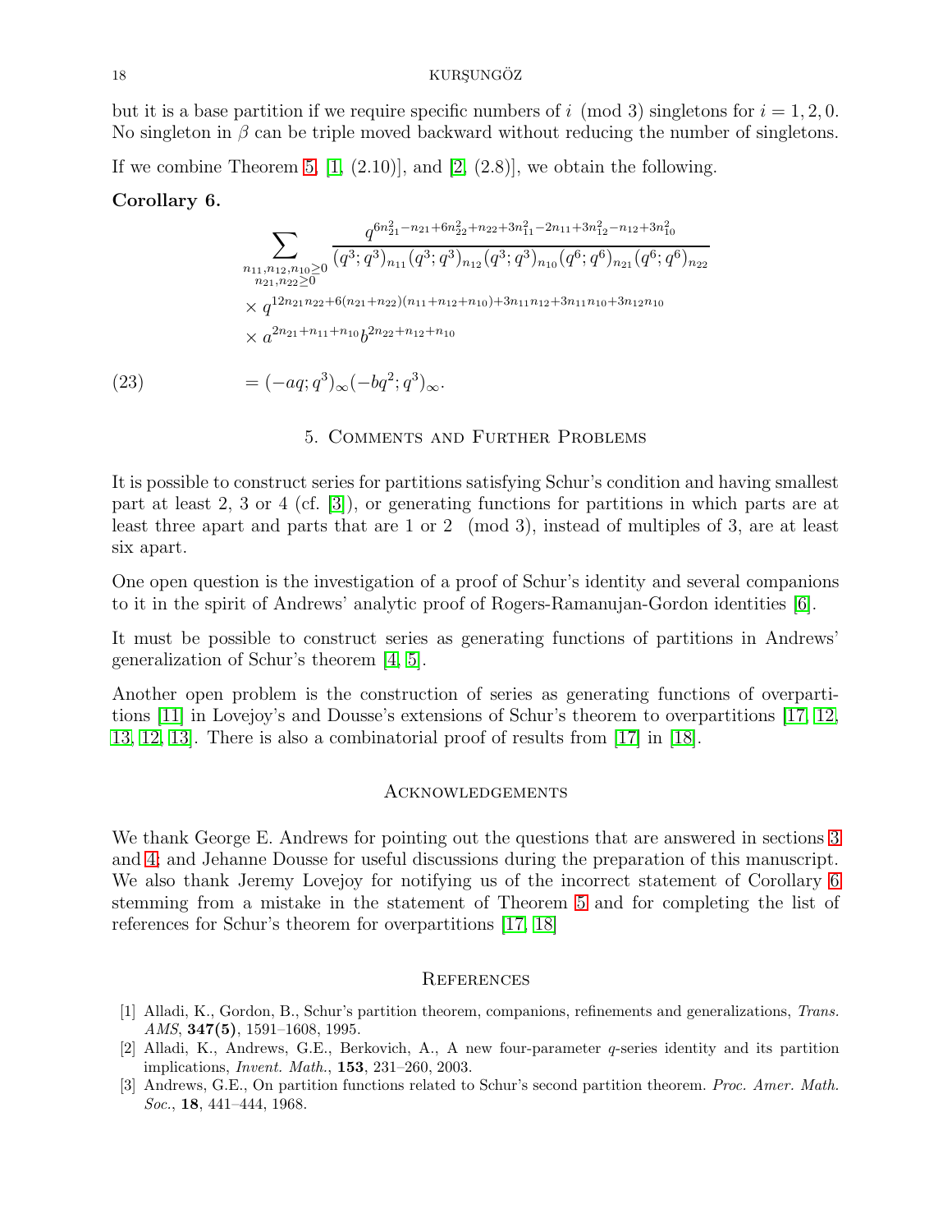but it is a base partition if we require specific numbers of $i \pmod 3$ singletons for $i = 1, 2, 0$. No singleton in $\beta$ can be triple moved backward without reducing the number of singletons.

If we combine Theorem 5, [1, (2.10)], and [2, (2.8)], we obtain the following.

**Corollary 6.**

$$
\begin{aligned}
&\sum_{\substack{n_{11}, n_{12}, n_{10} \geq 0 \\ n_{21}, n_{22} \geq 0}} \frac{q^{6n_{21}^2 - n_{21} + 6n_{22}^2 + n_{22} + 3n_{11}^2 - 2n_{11} + 3n_{12}^2 - n_{12} + 3n_{10}^2}}{(q^3;q^3)_{n_{11}} (q^3;q^3)_{n_{12}} (q^3;q^3)_{n_{10}} (q^6;q^6)_{n_{21}} (q^6;q^6)_{n_{22}}} \\
&\times q^{12n_{21}n_{22} + 6(n_{21}+n_{22})(n_{11}+n_{12}+n_{10}) + 3n_{11}n_{12} + 3n_{11}n_{10} + 3n_{12}n_{10}} \\
&\times a^{2n_{21} + n_{11} + n_{10}} b^{2n_{22} + n_{12} + n_{10}} \\
&= (-aq;q^3)_\infty (-bq^2;q^3)_\infty. \qquad (23)
\end{aligned}
$$

## 5. Comments and Further Problems

It is possible to construct series for partitions satisfying Schur's condition and having smallest part at least 2, 3 or 4 (cf. [3]), or generating functions for partitions in which parts are at least three apart and parts that are 1 or 2 $\pmod 3$, instead of multiples of 3, are at least six apart.

One open question is the investigation of a proof of Schur's identity and several companions to it in the spirit of Andrews' analytic proof of Rogers-Ramanujan-Gordon identities [6].

It must be possible to construct series as generating functions of partitions in Andrews' generalization of Schur's theorem [4, 5].

Another open problem is the construction of series as generating functions of overpartitions [11] in Lovejoy's and Dousse's extensions of Schur's theorem to overpartitions [17, 12, 13, 12, 13]. There is also a combinatorial proof of results from [17] in [18].

## Acknowledgements

We thank George E. Andrews for pointing out the questions that are answered in sections 3 and 4; and Jehanne Dousse for useful discussions during the preparation of this manuscript. We also thank Jeremy Lovejoy for notifying us of the incorrect statement of Corollary 6 stemming from a mistake in the statement of Theorem 5 and for completing the list of references for Schur's theorem for overpartitions [17, 18]

## References

[1] Alladi, K., Gordon, B., Schur's partition theorem, companions, refinements and generalizations, *Trans. AMS*, **347(5)**, 1591–1608, 1995.

[2] Alladi, K., Andrews, G.E., Berkovich, A., A new four-parameter $q$-series identity and its partition implications, *Invent. Math.*, **153**, 231–260, 2003.

[3] Andrews, G.E., On partition functions related to Schur's second partition theorem. *Proc. Amer. Math. Soc.*, **18**, 441–444, 1968.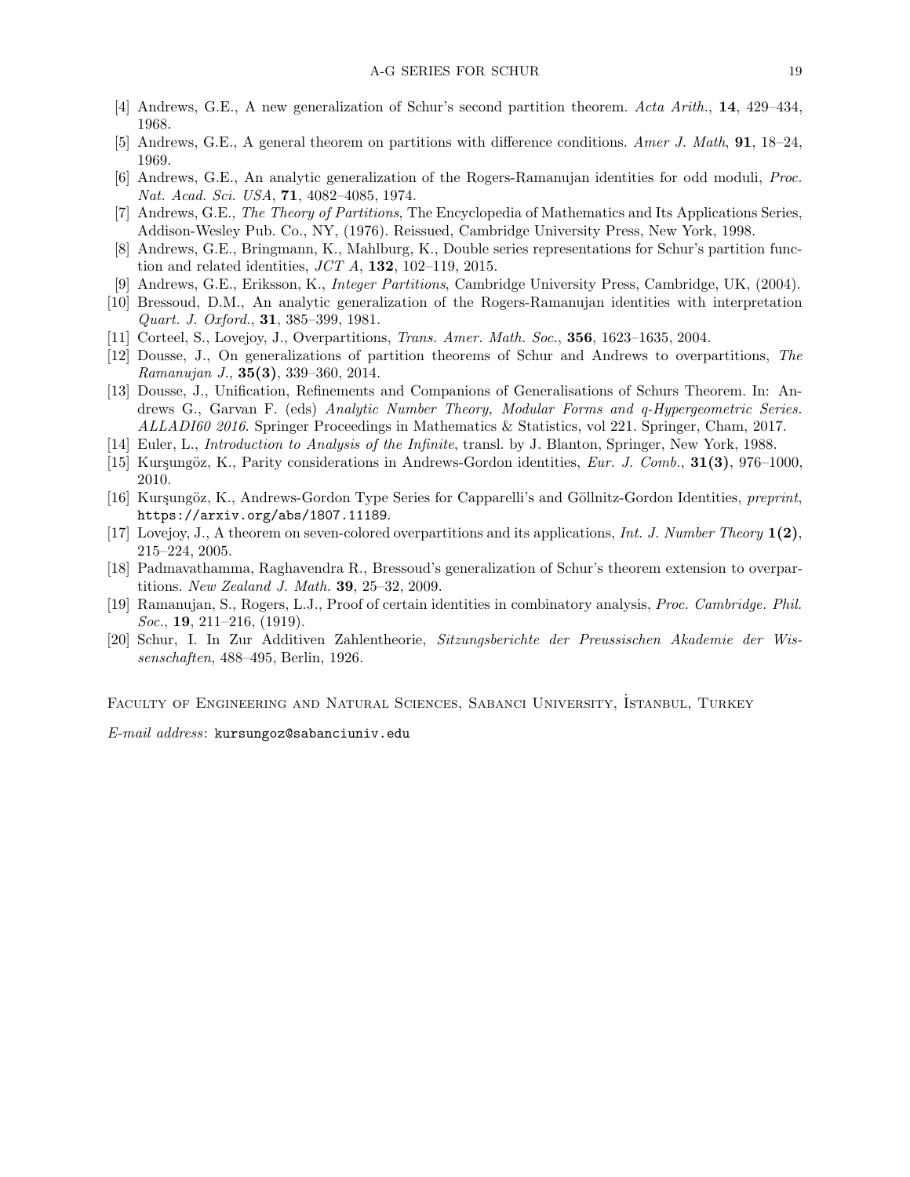[4] Andrews, G.E., A new generalization of Schur's second partition theorem. *Acta Arith.*, **14**, 429–434, 1968.

[5] Andrews, G.E., A general theorem on partitions with difference conditions. *Amer J. Math*, **91**, 18–24, 1969.

[6] Andrews, G.E., An analytic generalization of the Rogers-Ramanujan identities for odd moduli, *Proc. Nat. Acad. Sci. USA*, **71**, 4082–4085, 1974.

[7] Andrews, G.E., *The Theory of Partitions*, The Encyclopedia of Mathematics and Its Applications Series, Addison-Wesley Pub. Co., NY, (1976). Reissued, Cambridge University Press, New York, 1998.

[8] Andrews, G.E., Bringmann, K., Mahlburg, K., Double series representations for Schur's partition function and related identities, *JCT A*, **132**, 102–119, 2015.

[9] Andrews, G.E., Eriksson, K., *Integer Partitions*, Cambridge University Press, Cambridge, UK, (2004).

[10] Bressoud, D.M., An analytic generalization of the Rogers-Ramanujan identities with interpretation *Quart. J. Oxford.*, **31**, 385–399, 1981.

[11] Corteel, S., Lovejoy, J., Overpartitions, *Trans. Amer. Math. Soc.*, **356**, 1623–1635, 2004.

[12] Dousse, J., On generalizations of partition theorems of Schur and Andrews to overpartitions, *The Ramanujan J.*, **35(3)**, 339–360, 2014.

[13] Dousse, J., Unification, Refinements and Companions of Generalisations of Schurs Theorem. In: Andrews G., Garvan F. (eds) *Analytic Number Theory, Modular Forms and q-Hypergeometric Series. ALLADI60 2016*. Springer Proceedings in Mathematics & Statistics, vol 221. Springer, Cham, 2017.

[14] Euler, L., *Introduction to Analysis of the Infinite*, transl. by J. Blanton, Springer, New York, 1988.

[15] Kurşungöz, K., Parity considerations in Andrews-Gordon identities, *Eur. J. Comb.*, **31(3)**, 976–1000, 2010.

[16] Kurşungöz, K., Andrews-Gordon Type Series for Capparelli's and Göllnitz-Gordon Identities, *preprint*, https://arxiv.org/abs/1807.11189.

[17] Lovejoy, J., A theorem on seven-colored overpartitions and its applications, *Int. J. Number Theory* **1(2)**, 215–224, 2005.

[18] Padmavathamma, Raghavendra R., Bressoud's generalization of Schur's theorem extension to overpartitions. *New Zealand J. Math.* **39**, 25–32, 2009.

[19] Ramanujan, S., Rogers, L.J., Proof of certain identities in combinatory analysis, *Proc. Cambridge. Phil. Soc.*, **19**, 211–216, (1919).

[20] Schur, I. In Zur Additiven Zahlentheorie, *Sitzungsberichte der Preussischen Akademie der Wissenschaften*, 488–495, Berlin, 1926.

Faculty of Engineering and Natural Sciences, Sabanci University, İstanbul, Turkey

*E-mail address*: kursungoz@sabanciuniv.edu